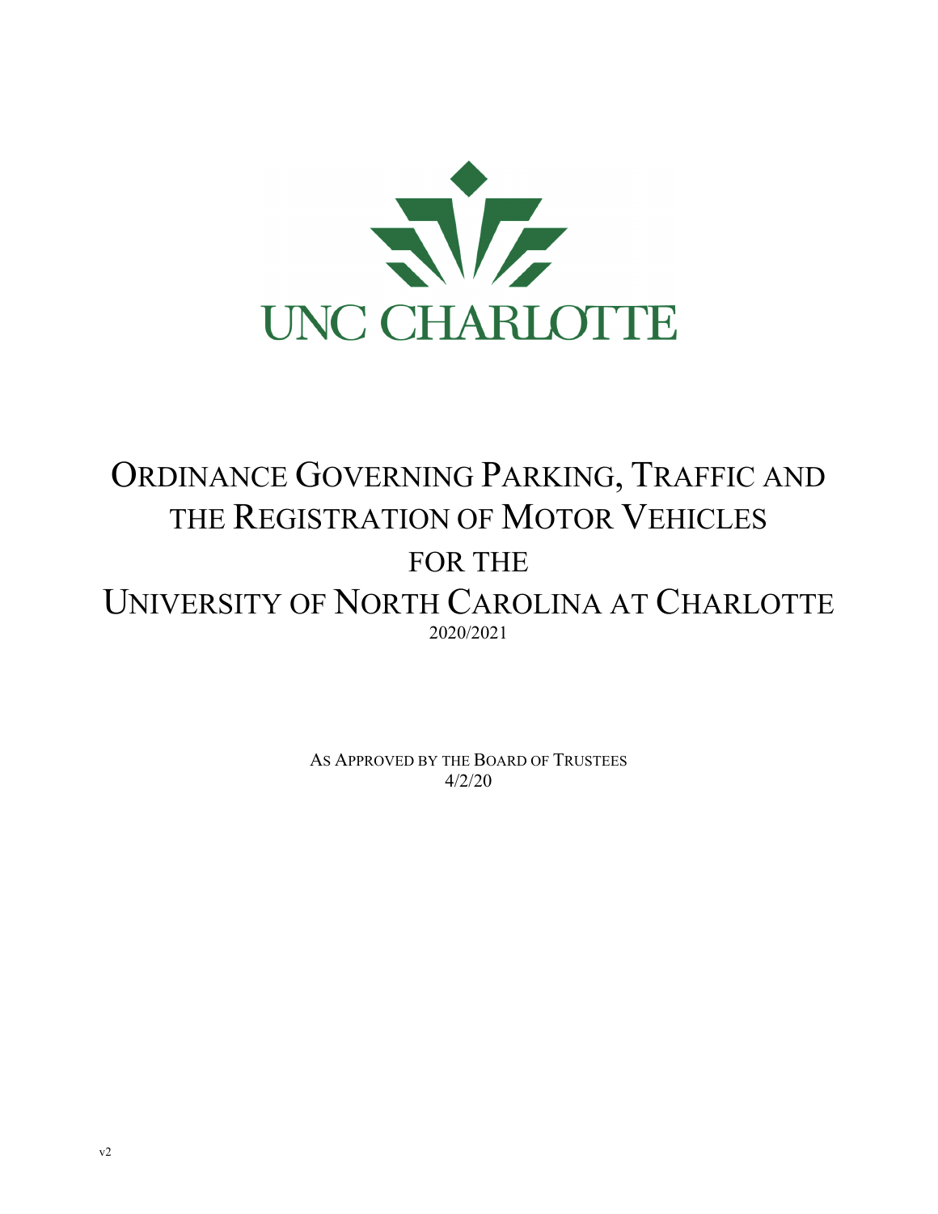UNC CHARLOTTE

# Ordinance Governing Parking, Traffic and the Registration of Motor Vehicles for the University of North Carolina at Charlotte

2020/2021

As Approved by the Board of Trustees

4/2/20

v2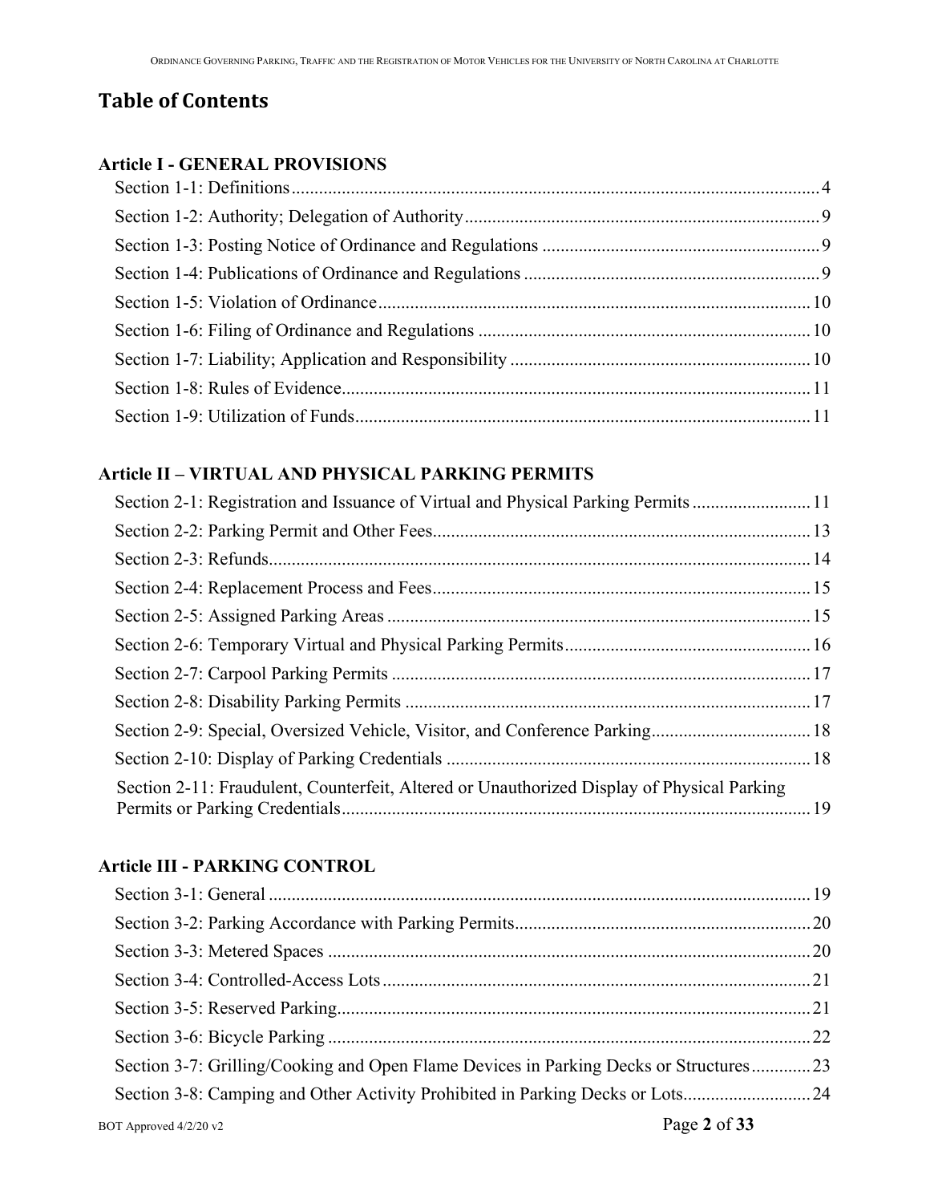# Table of Contents

## Article I - GENERAL PROVISIONS

- Section 1-1: Definitions .......... 4
- Section 1-2: Authority; Delegation of Authority .......... 9
- Section 1-3: Posting Notice of Ordinance and Regulations .......... 9
- Section 1-4: Publications of Ordinance and Regulations .......... 9
- Section 1-5: Violation of Ordinance .......... 10
- Section 1-6: Filing of Ordinance and Regulations .......... 10
- Section 1-7: Liability; Application and Responsibility .......... 10
- Section 1-8: Rules of Evidence .......... 11
- Section 1-9: Utilization of Funds .......... 11

## Article II – VIRTUAL AND PHYSICAL PARKING PERMITS

- Section 2-1: Registration and Issuance of Virtual and Physical Parking Permits .......... 11
- Section 2-2: Parking Permit and Other Fees .......... 13
- Section 2-3: Refunds .......... 14
- Section 2-4: Replacement Process and Fees .......... 15
- Section 2-5: Assigned Parking Areas .......... 15
- Section 2-6: Temporary Virtual and Physical Parking Permits .......... 16
- Section 2-7: Carpool Parking Permits .......... 17
- Section 2-8: Disability Parking Permits .......... 17
- Section 2-9: Special, Oversized Vehicle, Visitor, and Conference Parking .......... 18
- Section 2-10: Display of Parking Credentials .......... 18
- Section 2-11: Fraudulent, Counterfeit, Altered or Unauthorized Display of Physical Parking Permits or Parking Credentials .......... 19

## Article III - PARKING CONTROL

- Section 3-1: General .......... 19
- Section 3-2: Parking Accordance with Parking Permits .......... 20
- Section 3-3: Metered Spaces .......... 20
- Section 3-4: Controlled-Access Lots .......... 21
- Section 3-5: Reserved Parking .......... 21
- Section 3-6: Bicycle Parking .......... 22
- Section 3-7: Grilling/Cooking and Open Flame Devices in Parking Decks or Structures .......... 23
- Section 3-8: Camping and Other Activity Prohibited in Parking Decks or Lots .......... 24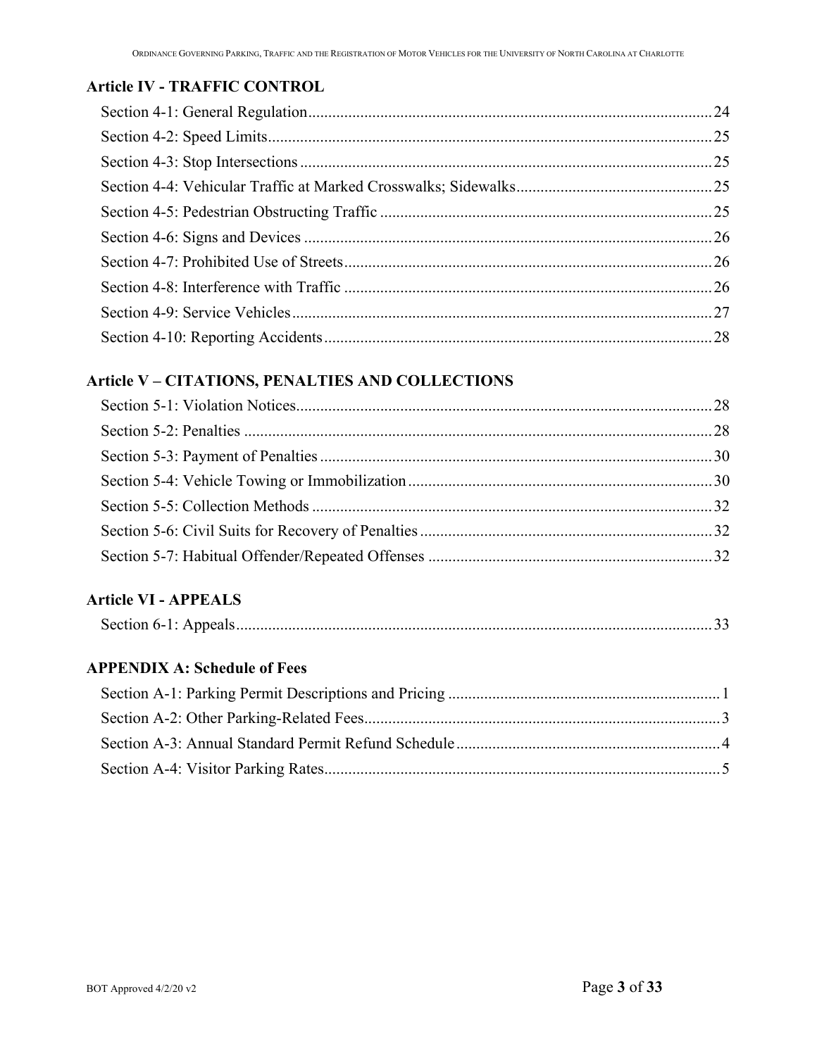## Article IV - TRAFFIC CONTROL

Section 4-1: General Regulation ..... 24
Section 4-2: Speed Limits ..... 25
Section 4-3: Stop Intersections ..... 25
Section 4-4: Vehicular Traffic at Marked Crosswalks; Sidewalks ..... 25
Section 4-5: Pedestrian Obstructing Traffic ..... 25
Section 4-6: Signs and Devices ..... 26
Section 4-7: Prohibited Use of Streets ..... 26
Section 4-8: Interference with Traffic ..... 26
Section 4-9: Service Vehicles ..... 27
Section 4-10: Reporting Accidents ..... 28

## Article V – CITATIONS, PENALTIES AND COLLECTIONS

Section 5-1: Violation Notices ..... 28
Section 5-2: Penalties ..... 28
Section 5-3: Payment of Penalties ..... 30
Section 5-4: Vehicle Towing or Immobilization ..... 30
Section 5-5: Collection Methods ..... 32
Section 5-6: Civil Suits for Recovery of Penalties ..... 32
Section 5-7: Habitual Offender/Repeated Offenses ..... 32

## Article VI - APPEALS

Section 6-1: Appeals ..... 33

## APPENDIX A: Schedule of Fees

Section A-1: Parking Permit Descriptions and Pricing ..... 1
Section A-2: Other Parking-Related Fees ..... 3
Section A-3: Annual Standard Permit Refund Schedule ..... 4
Section A-4: Visitor Parking Rates ..... 5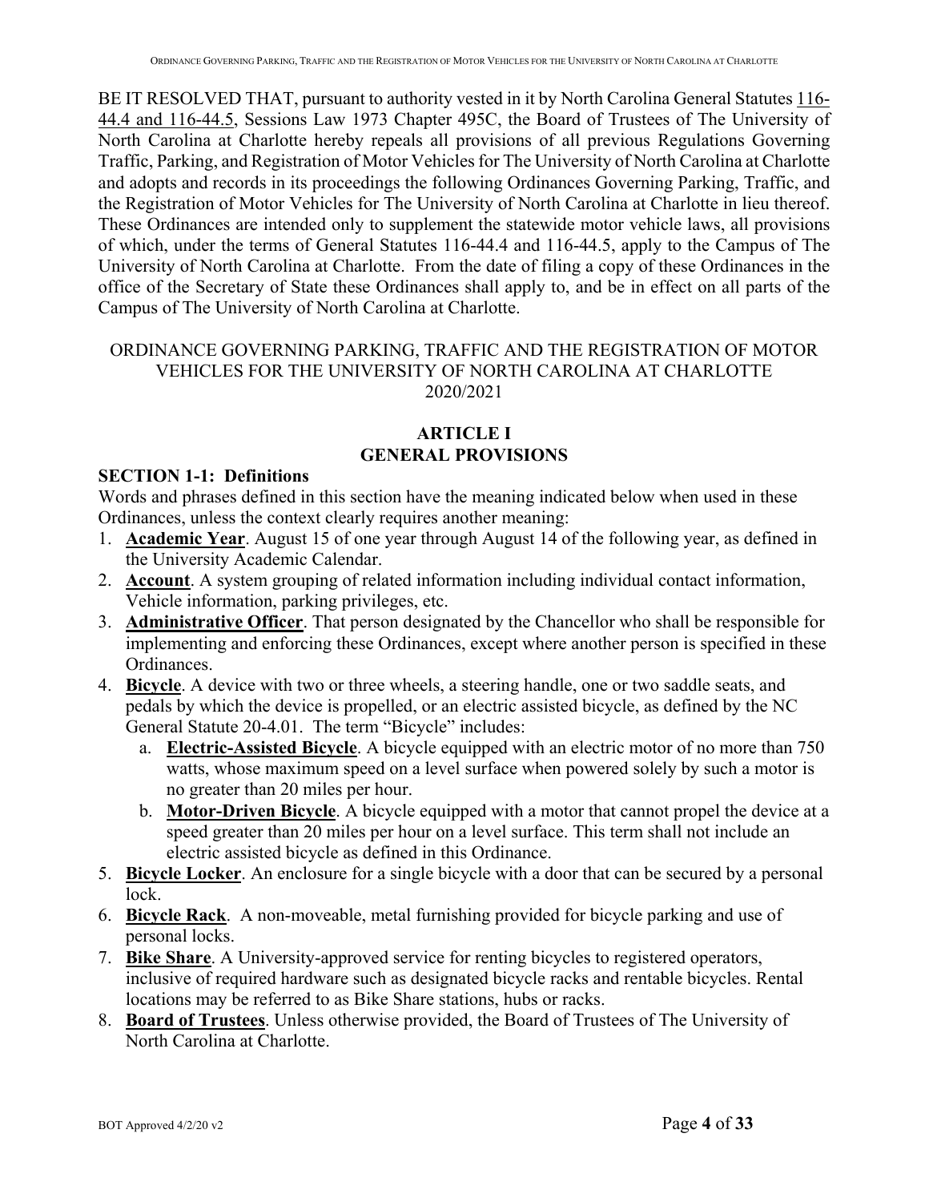BE IT RESOLVED THAT, pursuant to authority vested in it by North Carolina General Statutes 116-44.4 and 116-44.5, Sessions Law 1973 Chapter 495C, the Board of Trustees of The University of North Carolina at Charlotte hereby repeals all provisions of all previous Regulations Governing Traffic, Parking, and Registration of Motor Vehicles for The University of North Carolina at Charlotte and adopts and records in its proceedings the following Ordinances Governing Parking, Traffic, and the Registration of Motor Vehicles for The University of North Carolina at Charlotte in lieu thereof. These Ordinances are intended only to supplement the statewide motor vehicle laws, all provisions of which, under the terms of General Statutes 116-44.4 and 116-44.5, apply to the Campus of The University of North Carolina at Charlotte. From the date of filing a copy of these Ordinances in the office of the Secretary of State these Ordinances shall apply to, and be in effect on all parts of the Campus of The University of North Carolina at Charlotte.

ORDINANCE GOVERNING PARKING, TRAFFIC AND THE REGISTRATION OF MOTOR VEHICLES FOR THE UNIVERSITY OF NORTH CAROLINA AT CHARLOTTE 2020/2021

# ARTICLE I
# GENERAL PROVISIONS

## SECTION 1-1: Definitions

Words and phrases defined in this section have the meaning indicated below when used in these Ordinances, unless the context clearly requires another meaning:

1. **Academic Year**. August 15 of one year through August 14 of the following year, as defined in the University Academic Calendar.
2. **Account**. A system grouping of related information including individual contact information, Vehicle information, parking privileges, etc.
3. **Administrative Officer**. That person designated by the Chancellor who shall be responsible for implementing and enforcing these Ordinances, except where another person is specified in these Ordinances.
4. **Bicycle**. A device with two or three wheels, a steering handle, one or two saddle seats, and pedals by which the device is propelled, or an electric assisted bicycle, as defined by the NC General Statute 20-4.01. The term "Bicycle" includes:
   a. **Electric-Assisted Bicycle**. A bicycle equipped with an electric motor of no more than 750 watts, whose maximum speed on a level surface when powered solely by such a motor is no greater than 20 miles per hour.
   b. **Motor-Driven Bicycle**. A bicycle equipped with a motor that cannot propel the device at a speed greater than 20 miles per hour on a level surface. This term shall not include an electric assisted bicycle as defined in this Ordinance.
5. **Bicycle Locker**. An enclosure for a single bicycle with a door that can be secured by a personal lock.
6. **Bicycle Rack**. A non-moveable, metal furnishing provided for bicycle parking and use of personal locks.
7. **Bike Share**. A University-approved service for renting bicycles to registered operators, inclusive of required hardware such as designated bicycle racks and rentable bicycles. Rental locations may be referred to as Bike Share stations, hubs or racks.
8. **Board of Trustees**. Unless otherwise provided, the Board of Trustees of The University of North Carolina at Charlotte.

BOT Approved 4/2/20 v2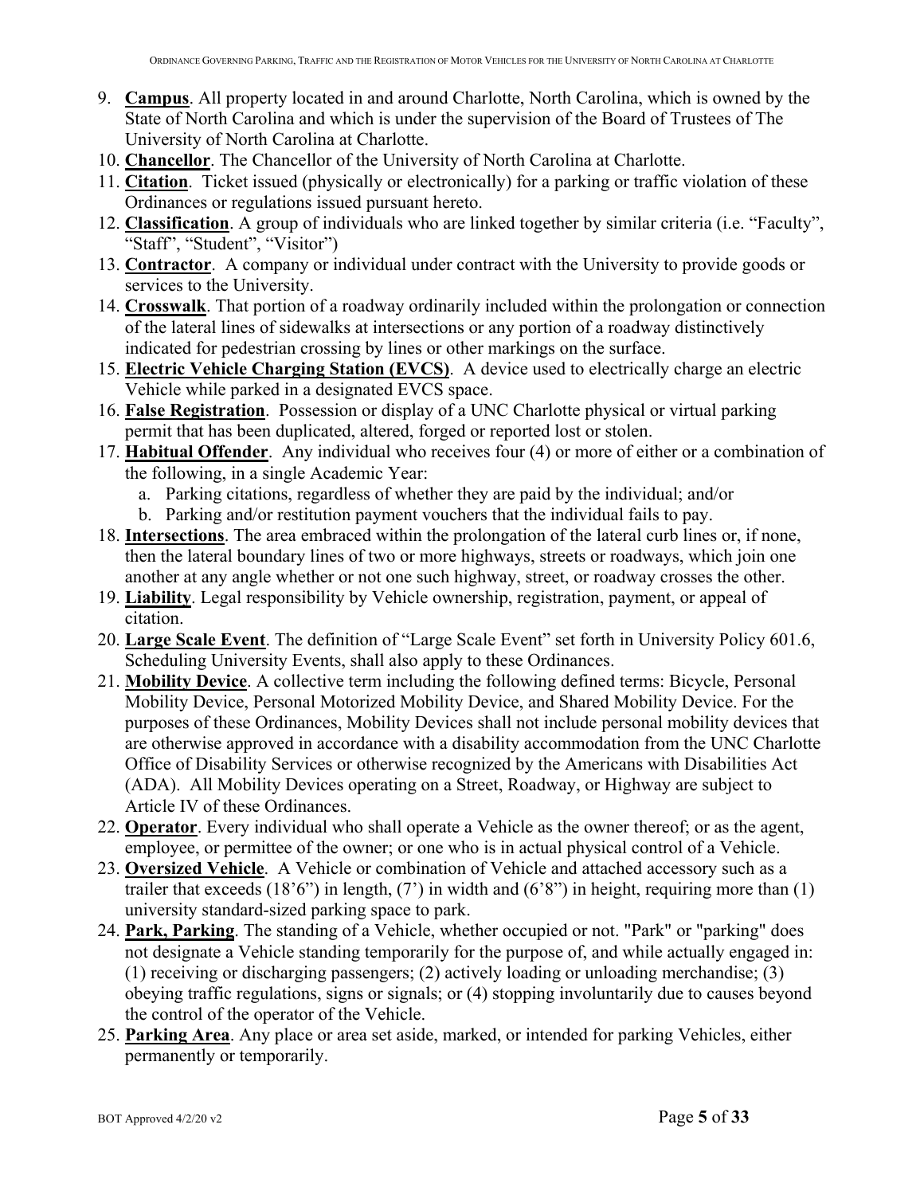9. **Campus**. All property located in and around Charlotte, North Carolina, which is owned by the State of North Carolina and which is under the supervision of the Board of Trustees of The University of North Carolina at Charlotte.
10. **Chancellor**. The Chancellor of the University of North Carolina at Charlotte.
11. **Citation**. Ticket issued (physically or electronically) for a parking or traffic violation of these Ordinances or regulations issued pursuant hereto.
12. **Classification**. A group of individuals who are linked together by similar criteria (i.e. "Faculty", "Staff", "Student", "Visitor")
13. **Contractor**. A company or individual under contract with the University to provide goods or services to the University.
14. **Crosswalk**. That portion of a roadway ordinarily included within the prolongation or connection of the lateral lines of sidewalks at intersections or any portion of a roadway distinctively indicated for pedestrian crossing by lines or other markings on the surface.
15. **Electric Vehicle Charging Station (EVCS)**. A device used to electrically charge an electric Vehicle while parked in a designated EVCS space.
16. **False Registration**. Possession or display of a UNC Charlotte physical or virtual parking permit that has been duplicated, altered, forged or reported lost or stolen.
17. **Habitual Offender**. Any individual who receives four (4) or more of either or a combination of the following, in a single Academic Year:
    a. Parking citations, regardless of whether they are paid by the individual; and/or
    b. Parking and/or restitution payment vouchers that the individual fails to pay.
18. **Intersections**. The area embraced within the prolongation of the lateral curb lines or, if none, then the lateral boundary lines of two or more highways, streets or roadways, which join one another at any angle whether or not one such highway, street, or roadway crosses the other.
19. **Liability**. Legal responsibility by Vehicle ownership, registration, payment, or appeal of citation.
20. **Large Scale Event**. The definition of "Large Scale Event" set forth in University Policy 601.6, Scheduling University Events, shall also apply to these Ordinances.
21. **Mobility Device**. A collective term including the following defined terms: Bicycle, Personal Mobility Device, Personal Motorized Mobility Device, and Shared Mobility Device. For the purposes of these Ordinances, Mobility Devices shall not include personal mobility devices that are otherwise approved in accordance with a disability accommodation from the UNC Charlotte Office of Disability Services or otherwise recognized by the Americans with Disabilities Act (ADA). All Mobility Devices operating on a Street, Roadway, or Highway are subject to Article IV of these Ordinances.
22. **Operator**. Every individual who shall operate a Vehicle as the owner thereof; or as the agent, employee, or permittee of the owner; or one who is in actual physical control of a Vehicle.
23. **Oversized Vehicle**. A Vehicle or combination of Vehicle and attached accessory such as a trailer that exceeds (18'6") in length, (7') in width and (6'8") in height, requiring more than (1) university standard-sized parking space to park.
24. **Park, Parking**. The standing of a Vehicle, whether occupied or not. "Park" or "parking" does not designate a Vehicle standing temporarily for the purpose of, and while actually engaged in: (1) receiving or discharging passengers; (2) actively loading or unloading merchandise; (3) obeying traffic regulations, signs or signals; or (4) stopping involuntarily due to causes beyond the control of the operator of the Vehicle.
25. **Parking Area**. Any place or area set aside, marked, or intended for parking Vehicles, either permanently or temporarily.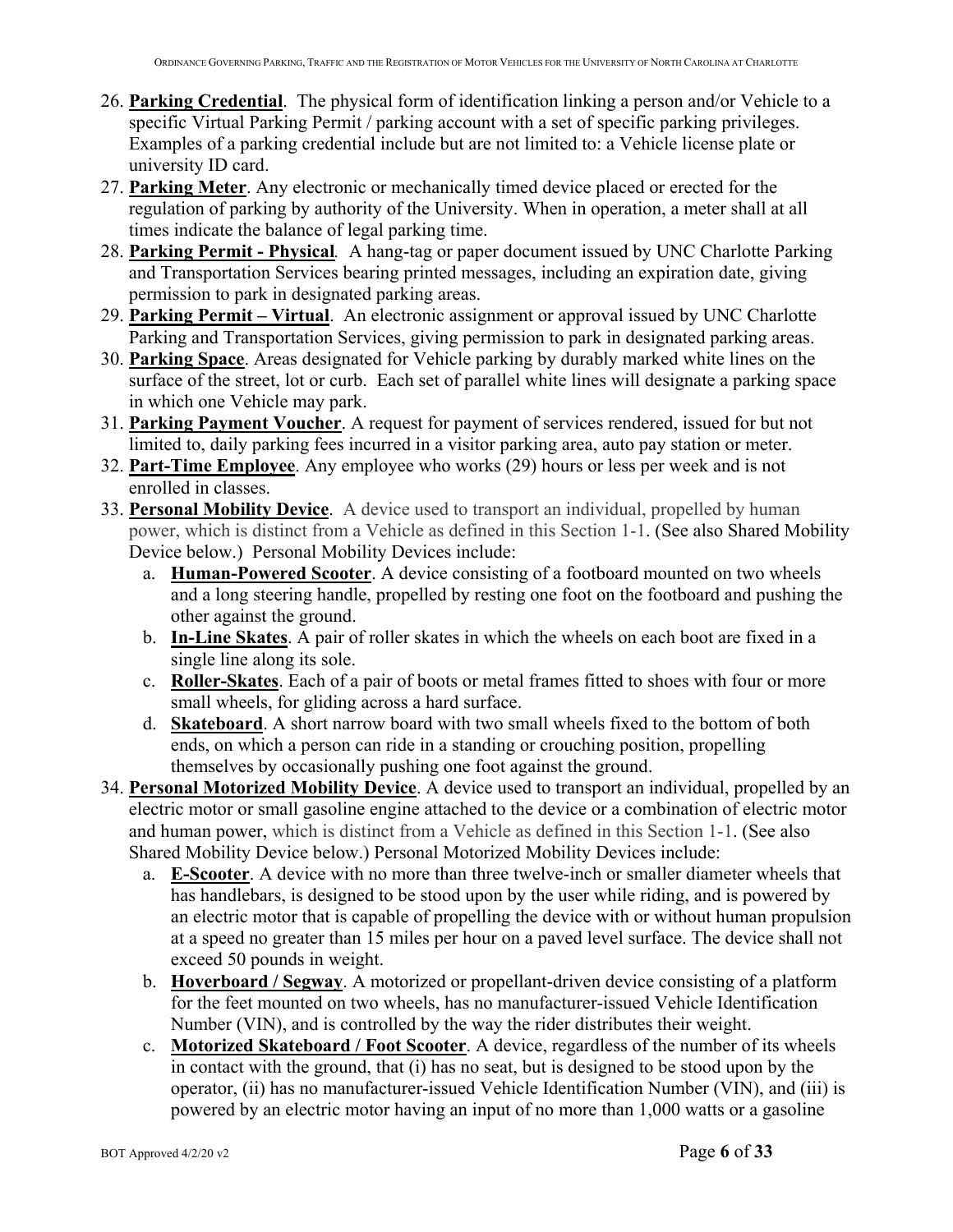26. **Parking Credential**. The physical form of identification linking a person and/or Vehicle to a specific Virtual Parking Permit / parking account with a set of specific parking privileges. Examples of a parking credential include but are not limited to: a Vehicle license plate or university ID card.
27. **Parking Meter**. Any electronic or mechanically timed device placed or erected for the regulation of parking by authority of the University. When in operation, a meter shall at all times indicate the balance of legal parking time.
28. **Parking Permit - Physical**. A hang-tag or paper document issued by UNC Charlotte Parking and Transportation Services bearing printed messages, including an expiration date, giving permission to park in designated parking areas.
29. **Parking Permit – Virtual**. An electronic assignment or approval issued by UNC Charlotte Parking and Transportation Services, giving permission to park in designated parking areas.
30. **Parking Space**. Areas designated for Vehicle parking by durably marked white lines on the surface of the street, lot or curb. Each set of parallel white lines will designate a parking space in which one Vehicle may park.
31. **Parking Payment Voucher**. A request for payment of services rendered, issued for but not limited to, daily parking fees incurred in a visitor parking area, auto pay station or meter.
32. **Part-Time Employee**. Any employee who works (29) hours or less per week and is not enrolled in classes.
33. **Personal Mobility Device**. A device used to transport an individual, propelled by human power, which is distinct from a Vehicle as defined in this Section 1-1. (See also Shared Mobility Device below.) Personal Mobility Devices include:
    a. **Human-Powered Scooter**. A device consisting of a footboard mounted on two wheels and a long steering handle, propelled by resting one foot on the footboard and pushing the other against the ground.
    b. **In-Line Skates**. A pair of roller skates in which the wheels on each boot are fixed in a single line along its sole.
    c. **Roller-Skates**. Each of a pair of boots or metal frames fitted to shoes with four or more small wheels, for gliding across a hard surface.
    d. **Skateboard**. A short narrow board with two small wheels fixed to the bottom of both ends, on which a person can ride in a standing or crouching position, propelling themselves by occasionally pushing one foot against the ground.
34. **Personal Motorized Mobility Device**. A device used to transport an individual, propelled by an electric motor or small gasoline engine attached to the device or a combination of electric motor and human power, which is distinct from a Vehicle as defined in this Section 1-1. (See also Shared Mobility Device below.) Personal Motorized Mobility Devices include:
    a. **E-Scooter**. A device with no more than three twelve-inch or smaller diameter wheels that has handlebars, is designed to be stood upon by the user while riding, and is powered by an electric motor that is capable of propelling the device with or without human propulsion at a speed no greater than 15 miles per hour on a paved level surface. The device shall not exceed 50 pounds in weight.
    b. **Hoverboard / Segway**. A motorized or propellant-driven device consisting of a platform for the feet mounted on two wheels, has no manufacturer-issued Vehicle Identification Number (VIN), and is controlled by the way the rider distributes their weight.
    c. **Motorized Skateboard / Foot Scooter**. A device, regardless of the number of its wheels in contact with the ground, that (i) has no seat, but is designed to be stood upon by the operator, (ii) has no manufacturer-issued Vehicle Identification Number (VIN), and (iii) is powered by an electric motor having an input of no more than 1,000 watts or a gasoline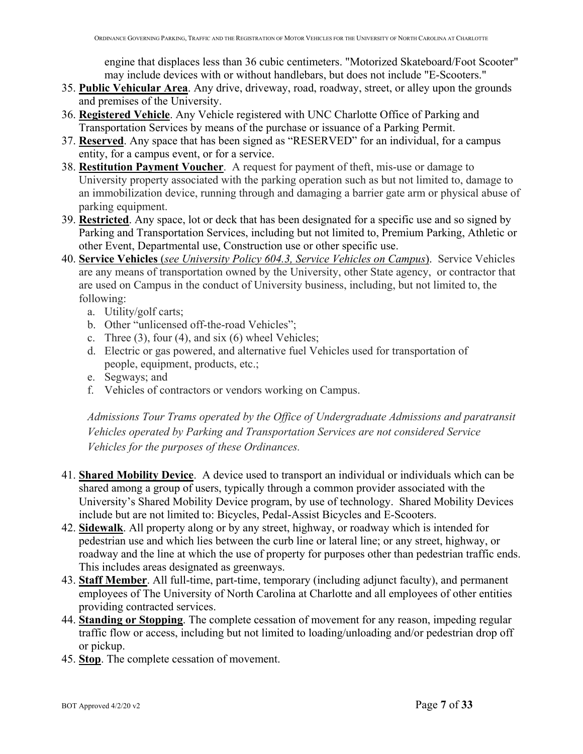engine that displaces less than 36 cubic centimeters. "Motorized Skateboard/Foot Scooter" may include devices with or without handlebars, but does not include "E-Scooters."

35. **Public Vehicular Area**. Any drive, driveway, road, roadway, street, or alley upon the grounds and premises of the University.
36. **Registered Vehicle**. Any Vehicle registered with UNC Charlotte Office of Parking and Transportation Services by means of the purchase or issuance of a Parking Permit.
37. **Reserved**. Any space that has been signed as "RESERVED" for an individual, for a campus entity, for a campus event, or for a service.
38. **Restitution Payment Voucher**. A request for payment of theft, mis-use or damage to University property associated with the parking operation such as but not limited to, damage to an immobilization device, running through and damaging a barrier gate arm or physical abuse of parking equipment.
39. **Restricted**. Any space, lot or deck that has been designated for a specific use and so signed by Parking and Transportation Services, including but not limited to, Premium Parking, Athletic or other Event, Departmental use, Construction use or other specific use.
40. **Service Vehicles** (*see University Policy 604.3, Service Vehicles on Campus*). Service Vehicles are any means of transportation owned by the University, other State agency, or contractor that are used on Campus in the conduct of University business, including, but not limited to, the following:
    a. Utility/golf carts;
    b. Other "unlicensed off-the-road Vehicles";
    c. Three (3), four (4), and six (6) wheel Vehicles;
    d. Electric or gas powered, and alternative fuel Vehicles used for transportation of people, equipment, products, etc.;
    e. Segways; and
    f. Vehicles of contractors or vendors working on Campus.

    *Admissions Tour Trams operated by the Office of Undergraduate Admissions and paratransit Vehicles operated by Parking and Transportation Services are not considered Service Vehicles for the purposes of these Ordinances.*

41. **Shared Mobility Device**. A device used to transport an individual or individuals which can be shared among a group of users, typically through a common provider associated with the University's Shared Mobility Device program, by use of technology. Shared Mobility Devices include but are not limited to: Bicycles, Pedal-Assist Bicycles and E-Scooters.
42. **Sidewalk**. All property along or by any street, highway, or roadway which is intended for pedestrian use and which lies between the curb line or lateral line; or any street, highway, or roadway and the line at which the use of property for purposes other than pedestrian traffic ends. This includes areas designated as greenways.
43. **Staff Member**. All full-time, part-time, temporary (including adjunct faculty), and permanent employees of The University of North Carolina at Charlotte and all employees of other entities providing contracted services.
44. **Standing or Stopping**. The complete cessation of movement for any reason, impeding regular traffic flow or access, including but not limited to loading/unloading and/or pedestrian drop off or pickup.
45. **Stop**. The complete cessation of movement.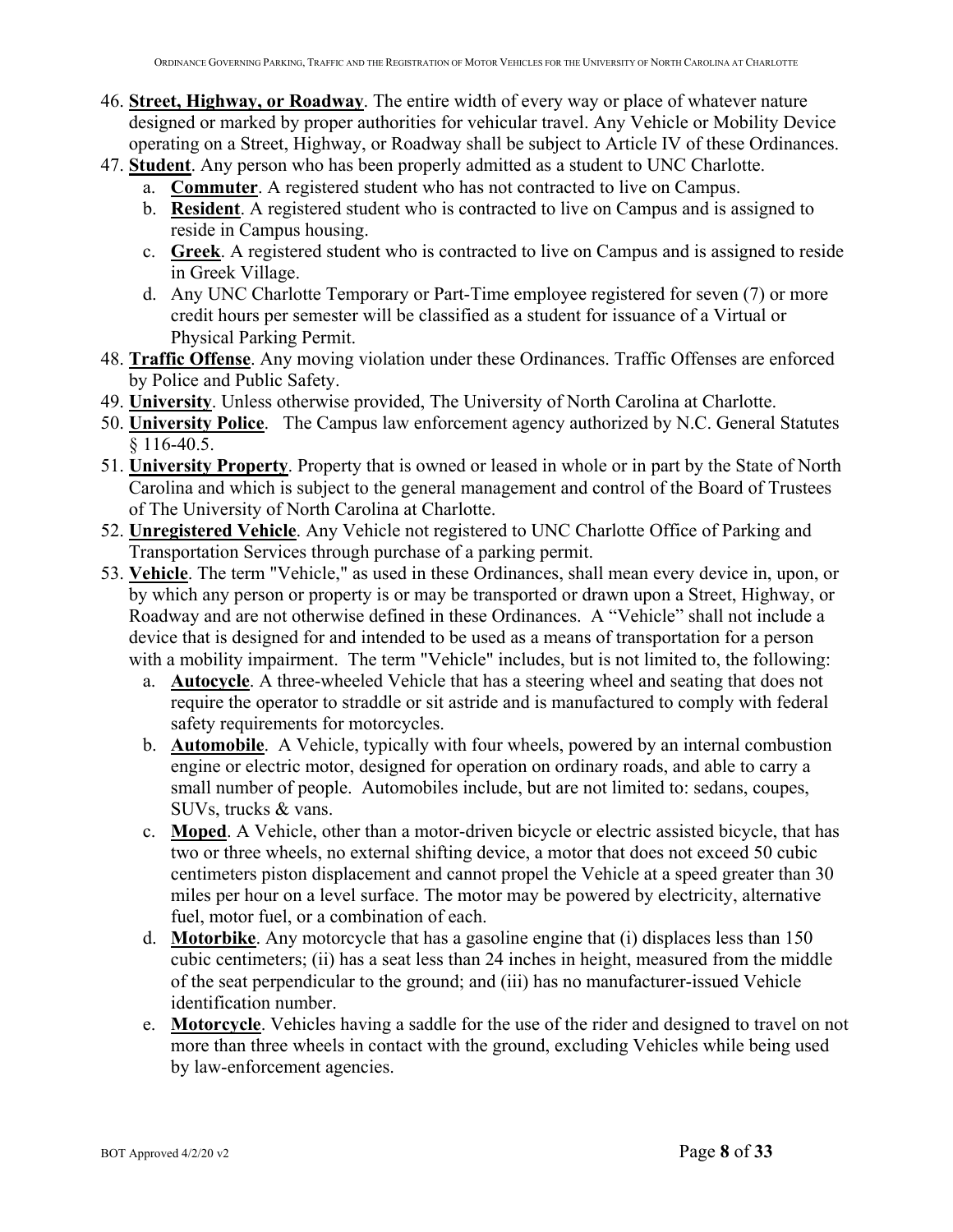46. **Street, Highway, or Roadway**. The entire width of every way or place of whatever nature designed or marked by proper authorities for vehicular travel. Any Vehicle or Mobility Device operating on a Street, Highway, or Roadway shall be subject to Article IV of these Ordinances.
47. **Student**. Any person who has been properly admitted as a student to UNC Charlotte.
    a. **Commuter**. A registered student who has not contracted to live on Campus.
    b. **Resident**. A registered student who is contracted to live on Campus and is assigned to reside in Campus housing.
    c. **Greek**. A registered student who is contracted to live on Campus and is assigned to reside in Greek Village.
    d. Any UNC Charlotte Temporary or Part-Time employee registered for seven (7) or more credit hours per semester will be classified as a student for issuance of a Virtual or Physical Parking Permit.
48. **Traffic Offense**. Any moving violation under these Ordinances. Traffic Offenses are enforced by Police and Public Safety.
49. **University**. Unless otherwise provided, The University of North Carolina at Charlotte.
50. **University Police**. The Campus law enforcement agency authorized by N.C. General Statutes § 116-40.5.
51. **University Property**. Property that is owned or leased in whole or in part by the State of North Carolina and which is subject to the general management and control of the Board of Trustees of The University of North Carolina at Charlotte.
52. **Unregistered Vehicle**. Any Vehicle not registered to UNC Charlotte Office of Parking and Transportation Services through purchase of a parking permit.
53. **Vehicle**. The term "Vehicle," as used in these Ordinances, shall mean every device in, upon, or by which any person or property is or may be transported or drawn upon a Street, Highway, or Roadway and are not otherwise defined in these Ordinances. A "Vehicle" shall not include a device that is designed for and intended to be used as a means of transportation for a person with a mobility impairment. The term "Vehicle" includes, but is not limited to, the following:
    a. **Autocycle**. A three-wheeled Vehicle that has a steering wheel and seating that does not require the operator to straddle or sit astride and is manufactured to comply with federal safety requirements for motorcycles.
    b. **Automobile**. A Vehicle, typically with four wheels, powered by an internal combustion engine or electric motor, designed for operation on ordinary roads, and able to carry a small number of people. Automobiles include, but are not limited to: sedans, coupes, SUVs, trucks & vans.
    c. **Moped**. A Vehicle, other than a motor-driven bicycle or electric assisted bicycle, that has two or three wheels, no external shifting device, a motor that does not exceed 50 cubic centimeters piston displacement and cannot propel the Vehicle at a speed greater than 30 miles per hour on a level surface. The motor may be powered by electricity, alternative fuel, motor fuel, or a combination of each.
    d. **Motorbike**. Any motorcycle that has a gasoline engine that (i) displaces less than 150 cubic centimeters; (ii) has a seat less than 24 inches in height, measured from the middle of the seat perpendicular to the ground; and (iii) has no manufacturer-issued Vehicle identification number.
    e. **Motorcycle**. Vehicles having a saddle for the use of the rider and designed to travel on not more than three wheels in contact with the ground, excluding Vehicles while being used by law-enforcement agencies.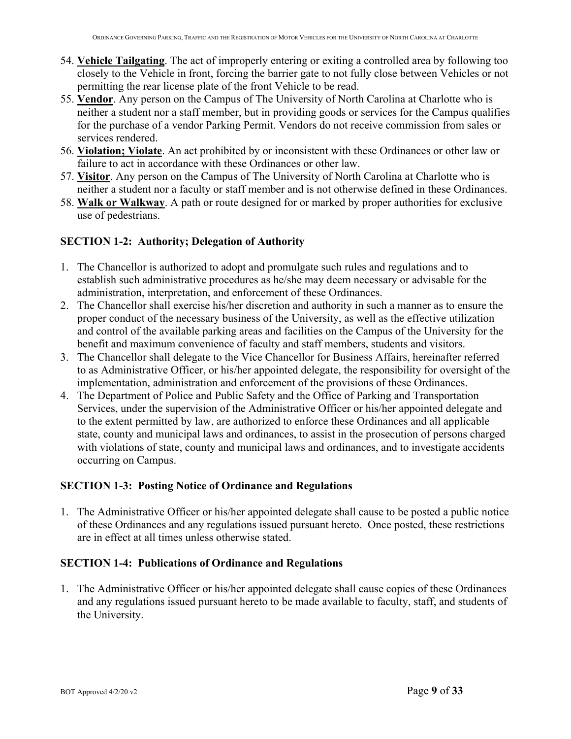54. **Vehicle Tailgating**. The act of improperly entering or exiting a controlled area by following too closely to the Vehicle in front, forcing the barrier gate to not fully close between Vehicles or not permitting the rear license plate of the front Vehicle to be read.
55. **Vendor**. Any person on the Campus of The University of North Carolina at Charlotte who is neither a student nor a staff member, but in providing goods or services for the Campus qualifies for the purchase of a vendor Parking Permit. Vendors do not receive commission from sales or services rendered.
56. **Violation; Violate**. An act prohibited by or inconsistent with these Ordinances or other law or failure to act in accordance with these Ordinances or other law.
57. **Visitor**. Any person on the Campus of The University of North Carolina at Charlotte who is neither a student nor a faculty or staff member and is not otherwise defined in these Ordinances.
58. **Walk or Walkway**. A path or route designed for or marked by proper authorities for exclusive use of pedestrians.

### SECTION 1-2: Authority; Delegation of Authority

1. The Chancellor is authorized to adopt and promulgate such rules and regulations and to establish such administrative procedures as he/she may deem necessary or advisable for the administration, interpretation, and enforcement of these Ordinances.
2. The Chancellor shall exercise his/her discretion and authority in such a manner as to ensure the proper conduct of the necessary business of the University, as well as the effective utilization and control of the available parking areas and facilities on the Campus of the University for the benefit and maximum convenience of faculty and staff members, students and visitors.
3. The Chancellor shall delegate to the Vice Chancellor for Business Affairs, hereinafter referred to as Administrative Officer, or his/her appointed delegate, the responsibility for oversight of the implementation, administration and enforcement of the provisions of these Ordinances.
4. The Department of Police and Public Safety and the Office of Parking and Transportation Services, under the supervision of the Administrative Officer or his/her appointed delegate and to the extent permitted by law, are authorized to enforce these Ordinances and all applicable state, county and municipal laws and ordinances, to assist in the prosecution of persons charged with violations of state, county and municipal laws and ordinances, and to investigate accidents occurring on Campus.

### SECTION 1-3: Posting Notice of Ordinance and Regulations

1. The Administrative Officer or his/her appointed delegate shall cause to be posted a public notice of these Ordinances and any regulations issued pursuant hereto. Once posted, these restrictions are in effect at all times unless otherwise stated.

### SECTION 1-4: Publications of Ordinance and Regulations

1. The Administrative Officer or his/her appointed delegate shall cause copies of these Ordinances and any regulations issued pursuant hereto to be made available to faculty, staff, and students of the University.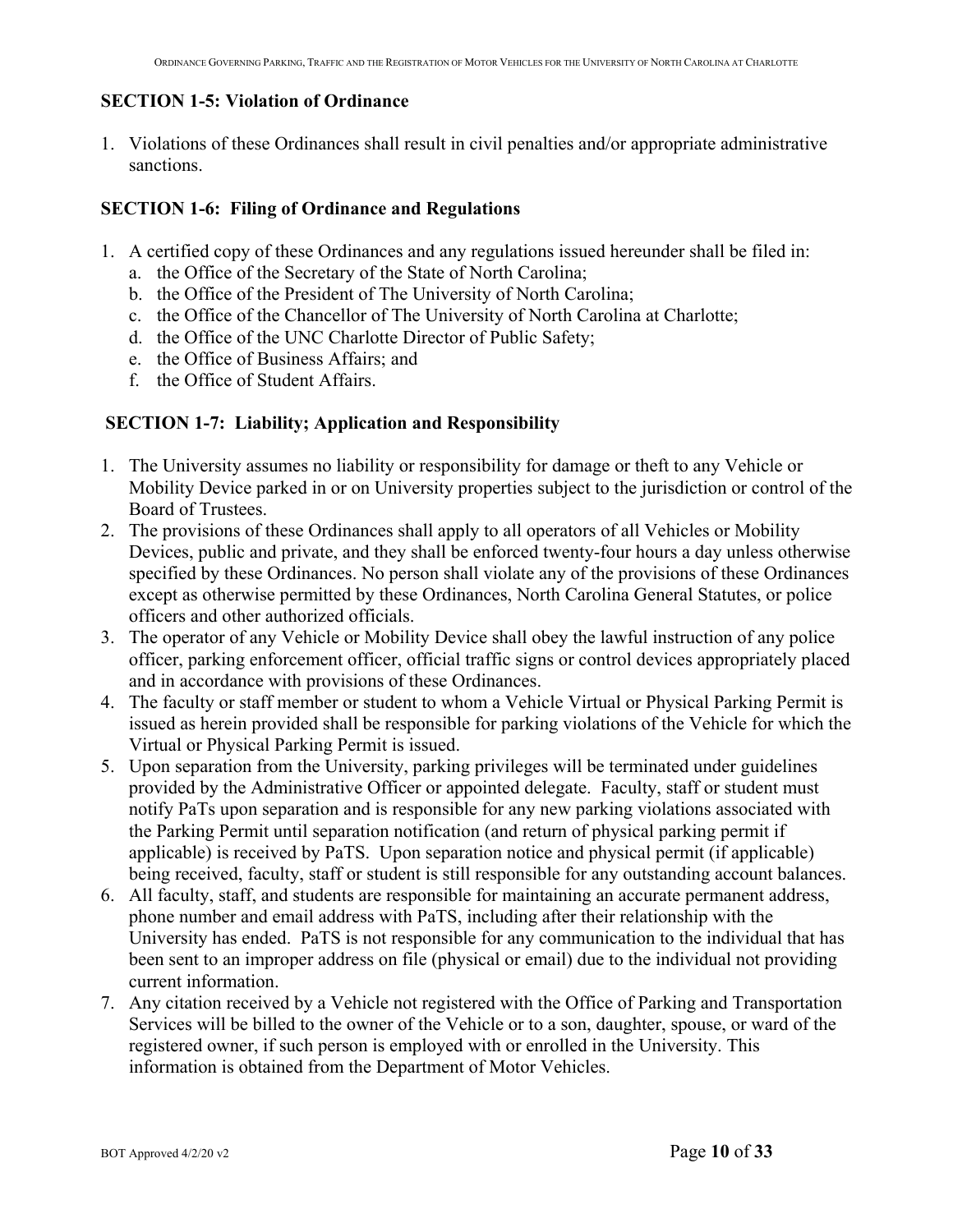### SECTION 1-5: Violation of Ordinance

1. Violations of these Ordinances shall result in civil penalties and/or appropriate administrative sanctions.

### SECTION 1-6: Filing of Ordinance and Regulations

1. A certified copy of these Ordinances and any regulations issued hereunder shall be filed in:
   a. the Office of the Secretary of the State of North Carolina;
   b. the Office of the President of The University of North Carolina;
   c. the Office of the Chancellor of The University of North Carolina at Charlotte;
   d. the Office of the UNC Charlotte Director of Public Safety;
   e. the Office of Business Affairs; and
   f. the Office of Student Affairs.

### SECTION 1-7: Liability; Application and Responsibility

1. The University assumes no liability or responsibility for damage or theft to any Vehicle or Mobility Device parked in or on University properties subject to the jurisdiction or control of the Board of Trustees.
2. The provisions of these Ordinances shall apply to all operators of all Vehicles or Mobility Devices, public and private, and they shall be enforced twenty-four hours a day unless otherwise specified by these Ordinances. No person shall violate any of the provisions of these Ordinances except as otherwise permitted by these Ordinances, North Carolina General Statutes, or police officers and other authorized officials.
3. The operator of any Vehicle or Mobility Device shall obey the lawful instruction of any police officer, parking enforcement officer, official traffic signs or control devices appropriately placed and in accordance with provisions of these Ordinances.
4. The faculty or staff member or student to whom a Vehicle Virtual or Physical Parking Permit is issued as herein provided shall be responsible for parking violations of the Vehicle for which the Virtual or Physical Parking Permit is issued.
5. Upon separation from the University, parking privileges will be terminated under guidelines provided by the Administrative Officer or appointed delegate. Faculty, staff or student must notify PaTs upon separation and is responsible for any new parking violations associated with the Parking Permit until separation notification (and return of physical parking permit if applicable) is received by PaTS. Upon separation notice and physical permit (if applicable) being received, faculty, staff or student is still responsible for any outstanding account balances.
6. All faculty, staff, and students are responsible for maintaining an accurate permanent address, phone number and email address with PaTS, including after their relationship with the University has ended. PaTS is not responsible for any communication to the individual that has been sent to an improper address on file (physical or email) due to the individual not providing current information.
7. Any citation received by a Vehicle not registered with the Office of Parking and Transportation Services will be billed to the owner of the Vehicle or to a son, daughter, spouse, or ward of the registered owner, if such person is employed with or enrolled in the University. This information is obtained from the Department of Motor Vehicles.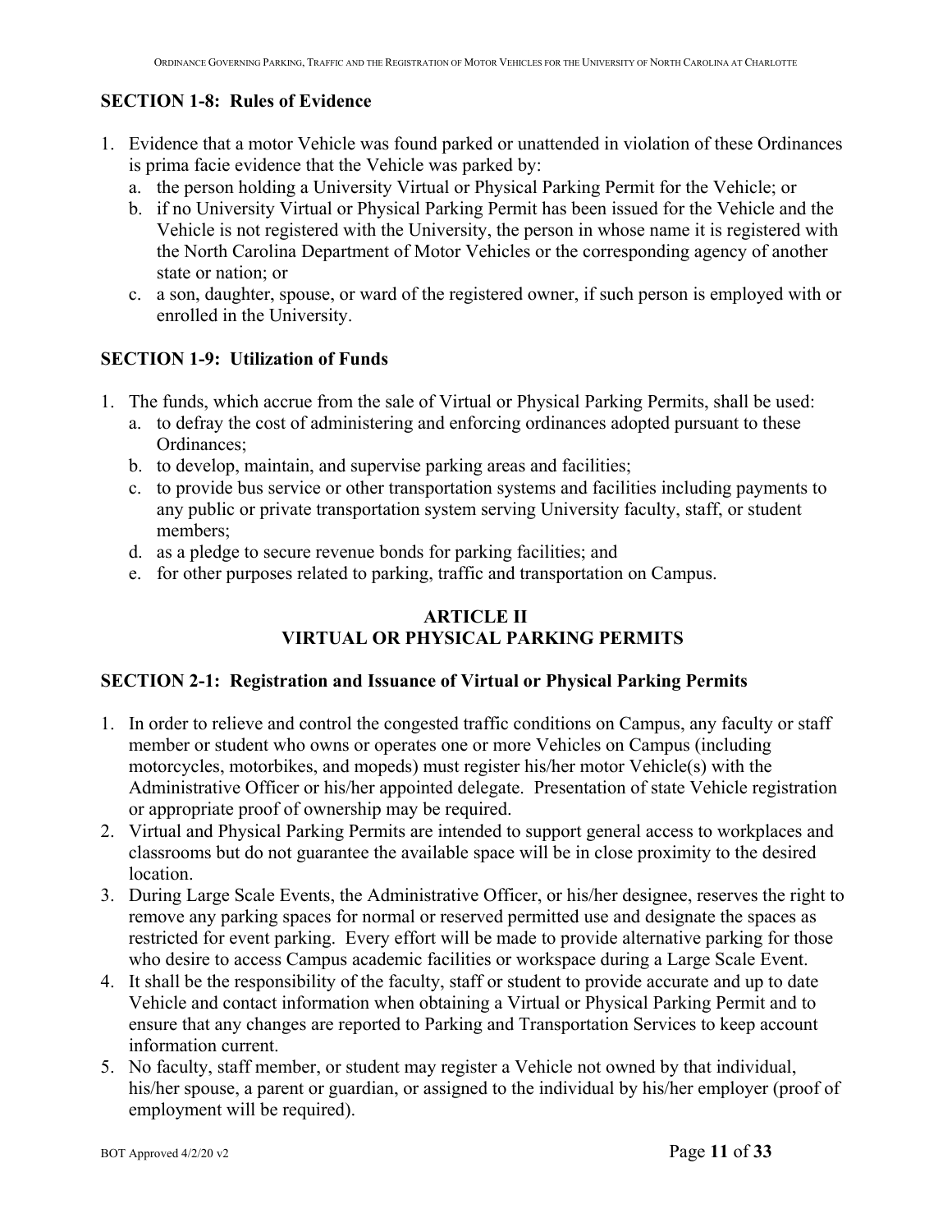### SECTION 1-8: Rules of Evidence

1. Evidence that a motor Vehicle was found parked or unattended in violation of these Ordinances is prima facie evidence that the Vehicle was parked by:
   a. the person holding a University Virtual or Physical Parking Permit for the Vehicle; or
   b. if no University Virtual or Physical Parking Permit has been issued for the Vehicle and the Vehicle is not registered with the University, the person in whose name it is registered with the North Carolina Department of Motor Vehicles or the corresponding agency of another state or nation; or
   c. a son, daughter, spouse, or ward of the registered owner, if such person is employed with or enrolled in the University.

### SECTION 1-9: Utilization of Funds

1. The funds, which accrue from the sale of Virtual or Physical Parking Permits, shall be used:
   a. to defray the cost of administering and enforcing ordinances adopted pursuant to these Ordinances;
   b. to develop, maintain, and supervise parking areas and facilities;
   c. to provide bus service or other transportation systems and facilities including payments to any public or private transportation system serving University faculty, staff, or student members;
   d. as a pledge to secure revenue bonds for parking facilities; and
   e. for other purposes related to parking, traffic and transportation on Campus.

## ARTICLE II
## VIRTUAL OR PHYSICAL PARKING PERMITS

### SECTION 2-1: Registration and Issuance of Virtual or Physical Parking Permits

1. In order to relieve and control the congested traffic conditions on Campus, any faculty or staff member or student who owns or operates one or more Vehicles on Campus (including motorcycles, motorbikes, and mopeds) must register his/her motor Vehicle(s) with the Administrative Officer or his/her appointed delegate. Presentation of state Vehicle registration or appropriate proof of ownership may be required.
2. Virtual and Physical Parking Permits are intended to support general access to workplaces and classrooms but do not guarantee the available space will be in close proximity to the desired location.
3. During Large Scale Events, the Administrative Officer, or his/her designee, reserves the right to remove any parking spaces for normal or reserved permitted use and designate the spaces as restricted for event parking. Every effort will be made to provide alternative parking for those who desire to access Campus academic facilities or workspace during a Large Scale Event.
4. It shall be the responsibility of the faculty, staff or student to provide accurate and up to date Vehicle and contact information when obtaining a Virtual or Physical Parking Permit and to ensure that any changes are reported to Parking and Transportation Services to keep account information current.
5. No faculty, staff member, or student may register a Vehicle not owned by that individual, his/her spouse, a parent or guardian, or assigned to the individual by his/her employer (proof of employment will be required).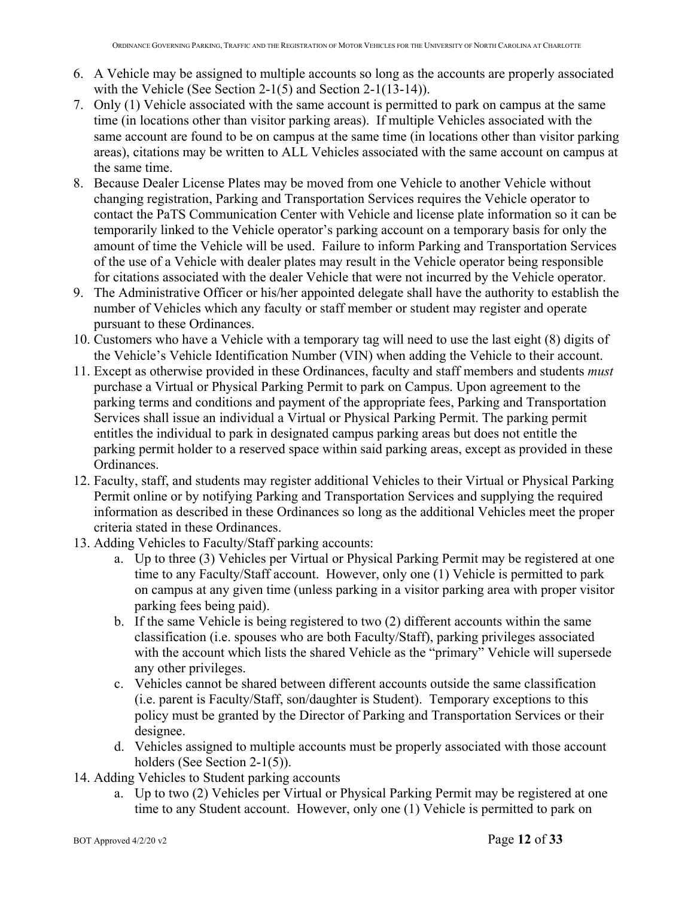6. A Vehicle may be assigned to multiple accounts so long as the accounts are properly associated with the Vehicle (See Section 2-1(5) and Section 2-1(13-14)).
7. Only (1) Vehicle associated with the same account is permitted to park on campus at the same time (in locations other than visitor parking areas). If multiple Vehicles associated with the same account are found to be on campus at the same time (in locations other than visitor parking areas), citations may be written to ALL Vehicles associated with the same account on campus at the same time.
8. Because Dealer License Plates may be moved from one Vehicle to another Vehicle without changing registration, Parking and Transportation Services requires the Vehicle operator to contact the PaTS Communication Center with Vehicle and license plate information so it can be temporarily linked to the Vehicle operator's parking account on a temporary basis for only the amount of time the Vehicle will be used. Failure to inform Parking and Transportation Services of the use of a Vehicle with dealer plates may result in the Vehicle operator being responsible for citations associated with the dealer Vehicle that were not incurred by the Vehicle operator.
9. The Administrative Officer or his/her appointed delegate shall have the authority to establish the number of Vehicles which any faculty or staff member or student may register and operate pursuant to these Ordinances.
10. Customers who have a Vehicle with a temporary tag will need to use the last eight (8) digits of the Vehicle's Vehicle Identification Number (VIN) when adding the Vehicle to their account.
11. Except as otherwise provided in these Ordinances, faculty and staff members and students *must* purchase a Virtual or Physical Parking Permit to park on Campus. Upon agreement to the parking terms and conditions and payment of the appropriate fees, Parking and Transportation Services shall issue an individual a Virtual or Physical Parking Permit. The parking permit entitles the individual to park in designated campus parking areas but does not entitle the parking permit holder to a reserved space within said parking areas, except as provided in these Ordinances.
12. Faculty, staff, and students may register additional Vehicles to their Virtual or Physical Parking Permit online or by notifying Parking and Transportation Services and supplying the required information as described in these Ordinances so long as the additional Vehicles meet the proper criteria stated in these Ordinances.
13. Adding Vehicles to Faculty/Staff parking accounts:
    a. Up to three (3) Vehicles per Virtual or Physical Parking Permit may be registered at one time to any Faculty/Staff account. However, only one (1) Vehicle is permitted to park on campus at any given time (unless parking in a visitor parking area with proper visitor parking fees being paid).
    b. If the same Vehicle is being registered to two (2) different accounts within the same classification (i.e. spouses who are both Faculty/Staff), parking privileges associated with the account which lists the shared Vehicle as the "primary" Vehicle will supersede any other privileges.
    c. Vehicles cannot be shared between different accounts outside the same classification (i.e. parent is Faculty/Staff, son/daughter is Student). Temporary exceptions to this policy must be granted by the Director of Parking and Transportation Services or their designee.
    d. Vehicles assigned to multiple accounts must be properly associated with those account holders (See Section 2-1(5)).
14. Adding Vehicles to Student parking accounts
    a. Up to two (2) Vehicles per Virtual or Physical Parking Permit may be registered at one time to any Student account. However, only one (1) Vehicle is permitted to park on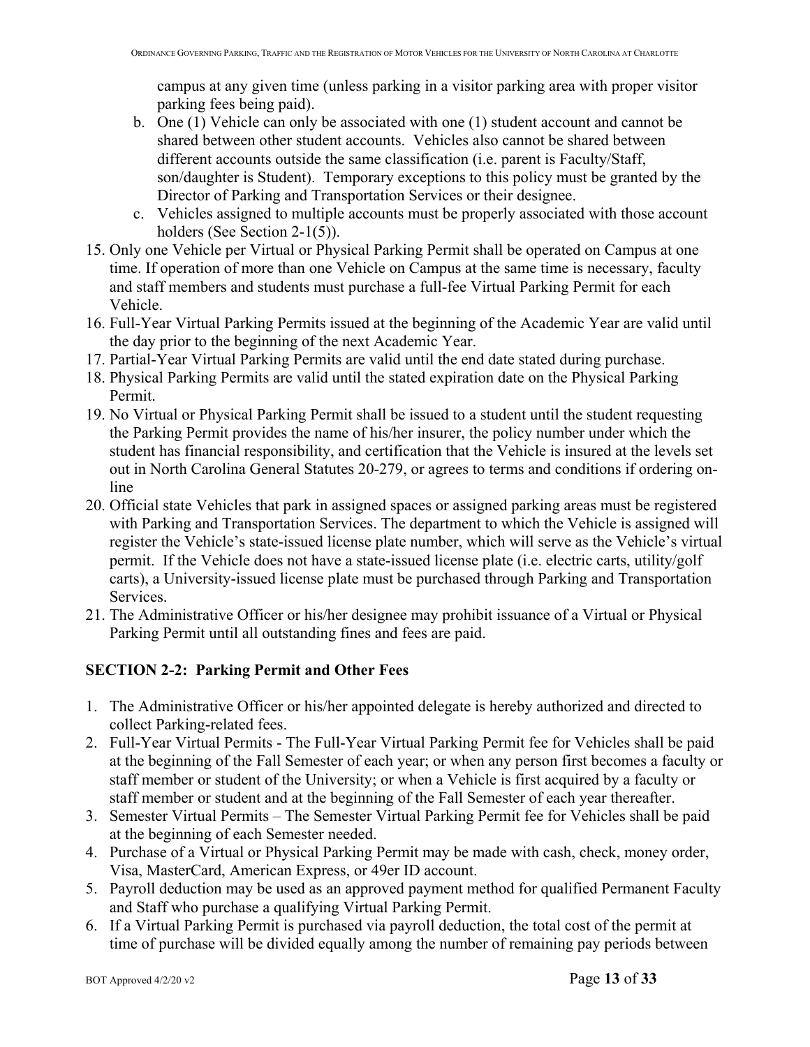campus at any given time (unless parking in a visitor parking area with proper visitor parking fees being paid).

   b. One (1) Vehicle can only be associated with one (1) student account and cannot be shared between other student accounts. Vehicles also cannot be shared between different accounts outside the same classification (i.e. parent is Faculty/Staff, son/daughter is Student). Temporary exceptions to this policy must be granted by the Director of Parking and Transportation Services or their designee.
   c. Vehicles assigned to multiple accounts must be properly associated with those account holders (See Section 2-1(5)).

15. Only one Vehicle per Virtual or Physical Parking Permit shall be operated on Campus at one time. If operation of more than one Vehicle on Campus at the same time is necessary, faculty and staff members and students must purchase a full-fee Virtual Parking Permit for each Vehicle.
16. Full-Year Virtual Parking Permits issued at the beginning of the Academic Year are valid until the day prior to the beginning of the next Academic Year.
17. Partial-Year Virtual Parking Permits are valid until the end date stated during purchase.
18. Physical Parking Permits are valid until the stated expiration date on the Physical Parking Permit.
19. No Virtual or Physical Parking Permit shall be issued to a student until the student requesting the Parking Permit provides the name of his/her insurer, the policy number under which the student has financial responsibility, and certification that the Vehicle is insured at the levels set out in North Carolina General Statutes 20-279, or agrees to terms and conditions if ordering on-line
20. Official state Vehicles that park in assigned spaces or assigned parking areas must be registered with Parking and Transportation Services. The department to which the Vehicle is assigned will register the Vehicle's state-issued license plate number, which will serve as the Vehicle's virtual permit. If the Vehicle does not have a state-issued license plate (i.e. electric carts, utility/golf carts), a University-issued license plate must be purchased through Parking and Transportation Services.
21. The Administrative Officer or his/her designee may prohibit issuance of a Virtual or Physical Parking Permit until all outstanding fines and fees are paid.

## SECTION 2-2: Parking Permit and Other Fees

1. The Administrative Officer or his/her appointed delegate is hereby authorized and directed to collect Parking-related fees.
2. Full-Year Virtual Permits - The Full-Year Virtual Parking Permit fee for Vehicles shall be paid at the beginning of the Fall Semester of each year; or when any person first becomes a faculty or staff member or student of the University; or when a Vehicle is first acquired by a faculty or staff member or student and at the beginning of the Fall Semester of each year thereafter.
3. Semester Virtual Permits – The Semester Virtual Parking Permit fee for Vehicles shall be paid at the beginning of each Semester needed.
4. Purchase of a Virtual or Physical Parking Permit may be made with cash, check, money order, Visa, MasterCard, American Express, or 49er ID account.
5. Payroll deduction may be used as an approved payment method for qualified Permanent Faculty and Staff who purchase a qualifying Virtual Parking Permit.
6. If a Virtual Parking Permit is purchased via payroll deduction, the total cost of the permit at time of purchase will be divided equally among the number of remaining pay periods between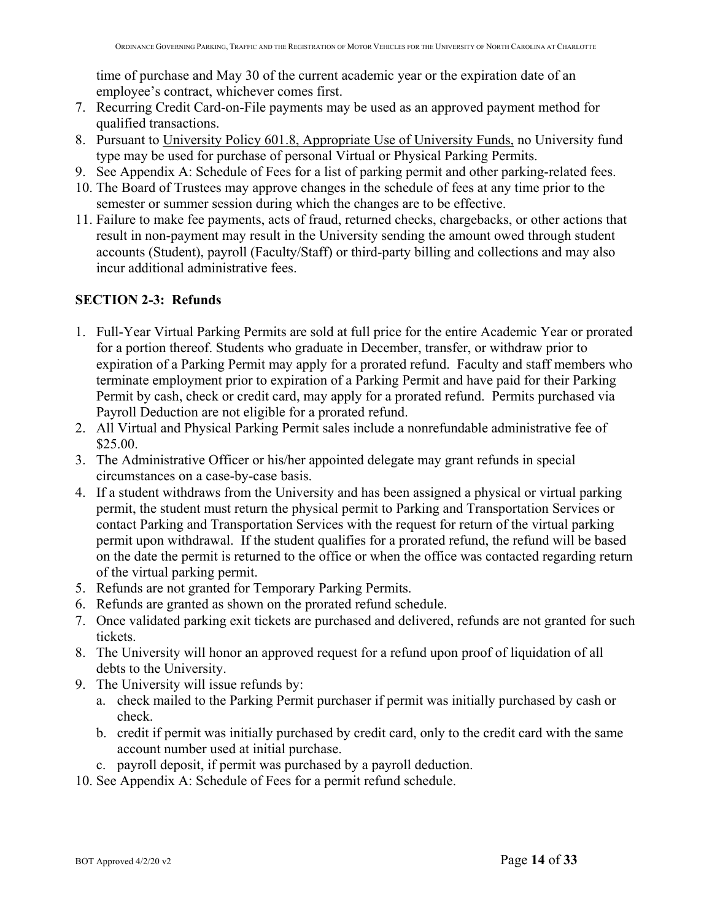time of purchase and May 30 of the current academic year or the expiration date of an employee's contract, whichever comes first.

7. Recurring Credit Card-on-File payments may be used as an approved payment method for qualified transactions.
8. Pursuant to University Policy 601.8, Appropriate Use of University Funds, no University fund type may be used for purchase of personal Virtual or Physical Parking Permits.
9. See Appendix A: Schedule of Fees for a list of parking permit and other parking-related fees.
10. The Board of Trustees may approve changes in the schedule of fees at any time prior to the semester or summer session during which the changes are to be effective.
11. Failure to make fee payments, acts of fraud, returned checks, chargebacks, or other actions that result in non-payment may result in the University sending the amount owed through student accounts (Student), payroll (Faculty/Staff) or third-party billing and collections and may also incur additional administrative fees.

## SECTION 2-3: Refunds

1. Full-Year Virtual Parking Permits are sold at full price for the entire Academic Year or prorated for a portion thereof. Students who graduate in December, transfer, or withdraw prior to expiration of a Parking Permit may apply for a prorated refund. Faculty and staff members who terminate employment prior to expiration of a Parking Permit and have paid for their Parking Permit by cash, check or credit card, may apply for a prorated refund. Permits purchased via Payroll Deduction are not eligible for a prorated refund.
2. All Virtual and Physical Parking Permit sales include a nonrefundable administrative fee of $25.00.
3. The Administrative Officer or his/her appointed delegate may grant refunds in special circumstances on a case-by-case basis.
4. If a student withdraws from the University and has been assigned a physical or virtual parking permit, the student must return the physical permit to Parking and Transportation Services or contact Parking and Transportation Services with the request for return of the virtual parking permit upon withdrawal. If the student qualifies for a prorated refund, the refund will be based on the date the permit is returned to the office or when the office was contacted regarding return of the virtual parking permit.
5. Refunds are not granted for Temporary Parking Permits.
6. Refunds are granted as shown on the prorated refund schedule.
7. Once validated parking exit tickets are purchased and delivered, refunds are not granted for such tickets.
8. The University will honor an approved request for a refund upon proof of liquidation of all debts to the University.
9. The University will issue refunds by:
   a. check mailed to the Parking Permit purchaser if permit was initially purchased by cash or check.
   b. credit if permit was initially purchased by credit card, only to the credit card with the same account number used at initial purchase.
   c. payroll deposit, if permit was purchased by a payroll deduction.
10. See Appendix A: Schedule of Fees for a permit refund schedule.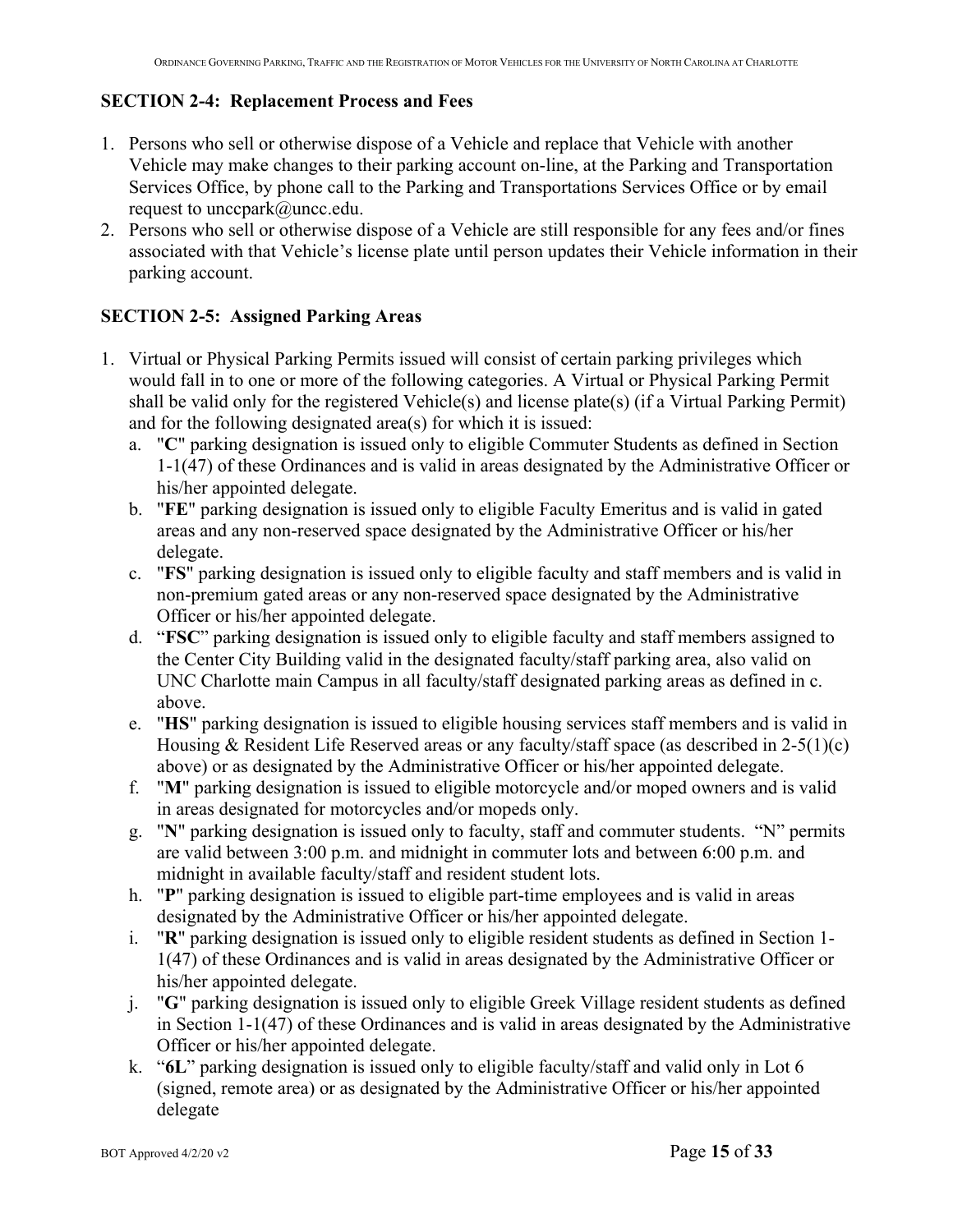**SECTION 2-4: Replacement Process and Fees**

1. Persons who sell or otherwise dispose of a Vehicle and replace that Vehicle with another Vehicle may make changes to their parking account on-line, at the Parking and Transportation Services Office, by phone call to the Parking and Transportations Services Office or by email request to unccpark@uncc.edu.
2. Persons who sell or otherwise dispose of a Vehicle are still responsible for any fees and/or fines associated with that Vehicle's license plate until person updates their Vehicle information in their parking account.

**SECTION 2-5: Assigned Parking Areas**

1. Virtual or Physical Parking Permits issued will consist of certain parking privileges which would fall in to one or more of the following categories. A Virtual or Physical Parking Permit shall be valid only for the registered Vehicle(s) and license plate(s) (if a Virtual Parking Permit) and for the following designated area(s) for which it is issued:
   a. "**C**" parking designation is issued only to eligible Commuter Students as defined in Section 1-1(47) of these Ordinances and is valid in areas designated by the Administrative Officer or his/her appointed delegate.
   b. "**FE**" parking designation is issued only to eligible Faculty Emeritus and is valid in gated areas and any non-reserved space designated by the Administrative Officer or his/her delegate.
   c. "**FS**" parking designation is issued only to eligible faculty and staff members and is valid in non-premium gated areas or any non-reserved space designated by the Administrative Officer or his/her appointed delegate.
   d. "**FSC**" parking designation is issued only to eligible faculty and staff members assigned to the Center City Building valid in the designated faculty/staff parking area, also valid on UNC Charlotte main Campus in all faculty/staff designated parking areas as defined in c. above.
   e. "**HS**" parking designation is issued to eligible housing services staff members and is valid in Housing & Resident Life Reserved areas or any faculty/staff space (as described in 2-5(1)(c) above) or as designated by the Administrative Officer or his/her appointed delegate.
   f. "**M**" parking designation is issued to eligible motorcycle and/or moped owners and is valid in areas designated for motorcycles and/or mopeds only.
   g. "**N**" parking designation is issued only to faculty, staff and commuter students. "N" permits are valid between 3:00 p.m. and midnight in commuter lots and between 6:00 p.m. and midnight in available faculty/staff and resident student lots.
   h. "**P**" parking designation is issued to eligible part-time employees and is valid in areas designated by the Administrative Officer or his/her appointed delegate.
   i. "**R**" parking designation is issued only to eligible resident students as defined in Section 1-1(47) of these Ordinances and is valid in areas designated by the Administrative Officer or his/her appointed delegate.
   j. "**G**" parking designation is issued only to eligible Greek Village resident students as defined in Section 1-1(47) of these Ordinances and is valid in areas designated by the Administrative Officer or his/her appointed delegate.
   k. "**6L**" parking designation is issued only to eligible faculty/staff and valid only in Lot 6 (signed, remote area) or as designated by the Administrative Officer or his/her appointed delegate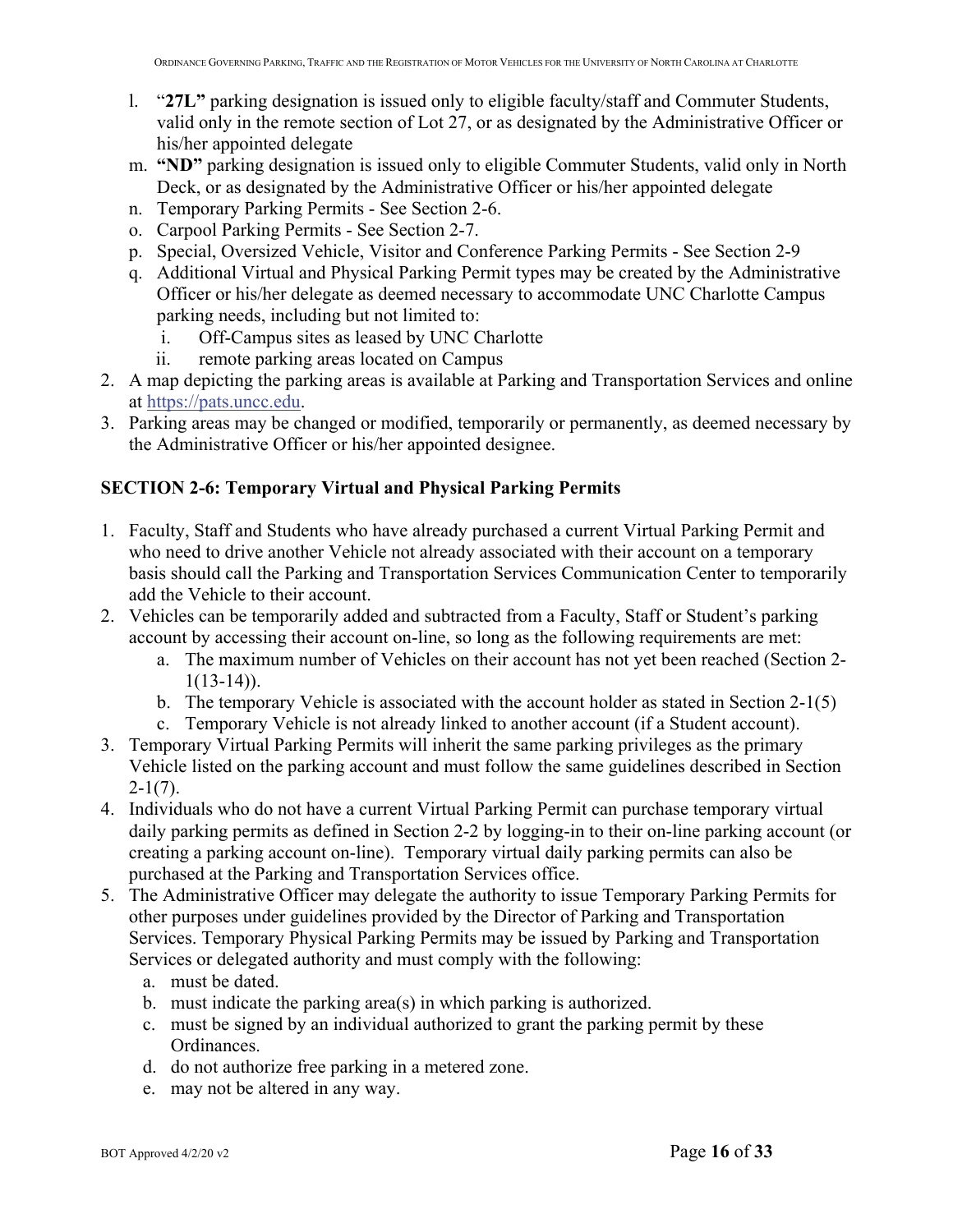l. "**27L**" parking designation is issued only to eligible faculty/staff and Commuter Students, valid only in the remote section of Lot 27, or as designated by the Administrative Officer or his/her appointed delegate
m. **"ND"** parking designation is issued only to eligible Commuter Students, valid only in North Deck, or as designated by the Administrative Officer or his/her appointed delegate
n. Temporary Parking Permits - See Section 2-6.
o. Carpool Parking Permits - See Section 2-7.
p. Special, Oversized Vehicle, Visitor and Conference Parking Permits - See Section 2-9
q. Additional Virtual and Physical Parking Permit types may be created by the Administrative Officer or his/her delegate as deemed necessary to accommodate UNC Charlotte Campus parking needs, including but not limited to:
    i. Off-Campus sites as leased by UNC Charlotte
    ii. remote parking areas located on Campus

2. A map depicting the parking areas is available at Parking and Transportation Services and online at https://pats.uncc.edu.
3. Parking areas may be changed or modified, temporarily or permanently, as deemed necessary by the Administrative Officer or his/her appointed designee.

**SECTION 2-6: Temporary Virtual and Physical Parking Permits**

1. Faculty, Staff and Students who have already purchased a current Virtual Parking Permit and who need to drive another Vehicle not already associated with their account on a temporary basis should call the Parking and Transportation Services Communication Center to temporarily add the Vehicle to their account.
2. Vehicles can be temporarily added and subtracted from a Faculty, Staff or Student's parking account by accessing their account on-line, so long as the following requirements are met:
    a. The maximum number of Vehicles on their account has not yet been reached (Section 2-1(13-14)).
    b. The temporary Vehicle is associated with the account holder as stated in Section 2-1(5)
    c. Temporary Vehicle is not already linked to another account (if a Student account).
3. Temporary Virtual Parking Permits will inherit the same parking privileges as the primary Vehicle listed on the parking account and must follow the same guidelines described in Section 2-1(7).
4. Individuals who do not have a current Virtual Parking Permit can purchase temporary virtual daily parking permits as defined in Section 2-2 by logging-in to their on-line parking account (or creating a parking account on-line). Temporary virtual daily parking permits can also be purchased at the Parking and Transportation Services office.
5. The Administrative Officer may delegate the authority to issue Temporary Parking Permits for other purposes under guidelines provided by the Director of Parking and Transportation Services. Temporary Physical Parking Permits may be issued by Parking and Transportation Services or delegated authority and must comply with the following:
    a. must be dated.
    b. must indicate the parking area(s) in which parking is authorized.
    c. must be signed by an individual authorized to grant the parking permit by these Ordinances.
    d. do not authorize free parking in a metered zone.
    e. may not be altered in any way.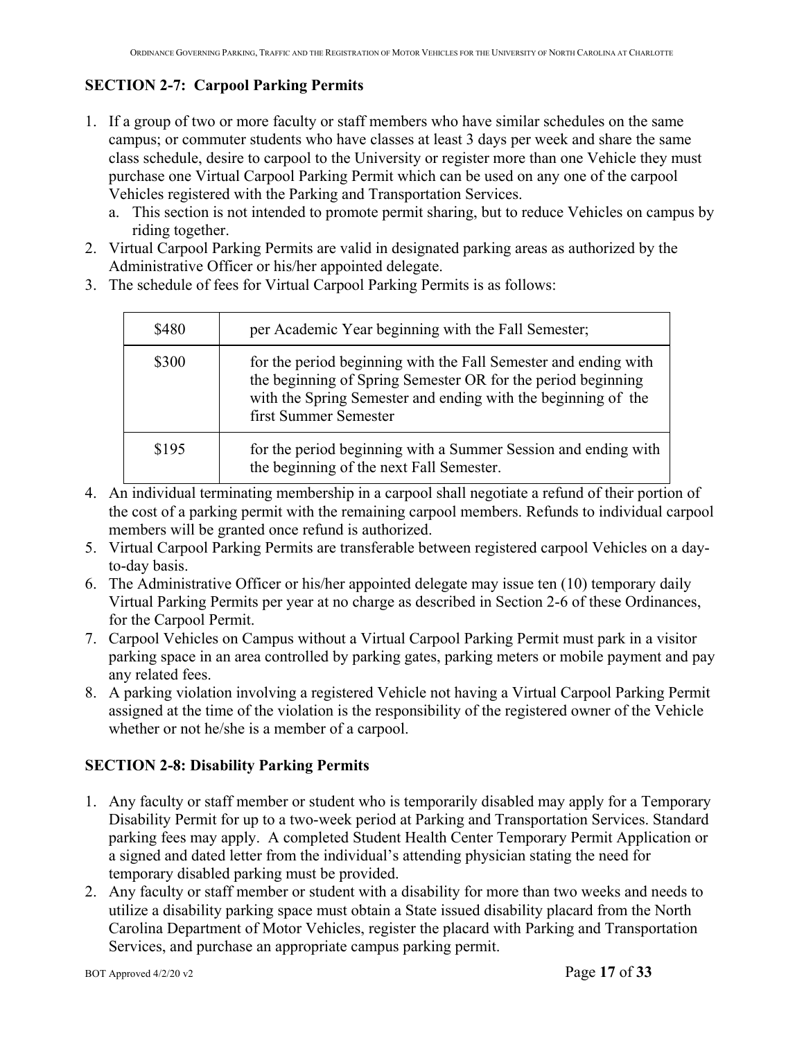### SECTION 2-7: Carpool Parking Permits

1. If a group of two or more faculty or staff members who have similar schedules on the same campus; or commuter students who have classes at least 3 days per week and share the same class schedule, desire to carpool to the University or register more than one Vehicle they must purchase one Virtual Carpool Parking Permit which can be used on any one of the carpool Vehicles registered with the Parking and Transportation Services.
   a. This section is not intended to promote permit sharing, but to reduce Vehicles on campus by riding together.
2. Virtual Carpool Parking Permits are valid in designated parking areas as authorized by the Administrative Officer or his/her appointed delegate.
3. The schedule of fees for Virtual Carpool Parking Permits is as follows:

| | |
|---|---|
| $480 | per Academic Year beginning with the Fall Semester; |
| $300 | for the period beginning with the Fall Semester and ending with the beginning of Spring Semester OR for the period beginning with the Spring Semester and ending with the beginning of the first Summer Semester |
| $195 | for the period beginning with a Summer Session and ending with the beginning of the next Fall Semester. |

4. An individual terminating membership in a carpool shall negotiate a refund of their portion of the cost of a parking permit with the remaining carpool members. Refunds to individual carpool members will be granted once refund is authorized.
5. Virtual Carpool Parking Permits are transferable between registered carpool Vehicles on a day-to-day basis.
6. The Administrative Officer or his/her appointed delegate may issue ten (10) temporary daily Virtual Parking Permits per year at no charge as described in Section 2-6 of these Ordinances, for the Carpool Permit.
7. Carpool Vehicles on Campus without a Virtual Carpool Parking Permit must park in a visitor parking space in an area controlled by parking gates, parking meters or mobile payment and pay any related fees.
8. A parking violation involving a registered Vehicle not having a Virtual Carpool Parking Permit assigned at the time of the violation is the responsibility of the registered owner of the Vehicle whether or not he/she is a member of a carpool.

### SECTION 2-8: Disability Parking Permits

1. Any faculty or staff member or student who is temporarily disabled may apply for a Temporary Disability Permit for up to a two-week period at Parking and Transportation Services. Standard parking fees may apply. A completed Student Health Center Temporary Permit Application or a signed and dated letter from the individual's attending physician stating the need for temporary disabled parking must be provided.
2. Any faculty or staff member or student with a disability for more than two weeks and needs to utilize a disability parking space must obtain a State issued disability placard from the North Carolina Department of Motor Vehicles, register the placard with Parking and Transportation Services, and purchase an appropriate campus parking permit.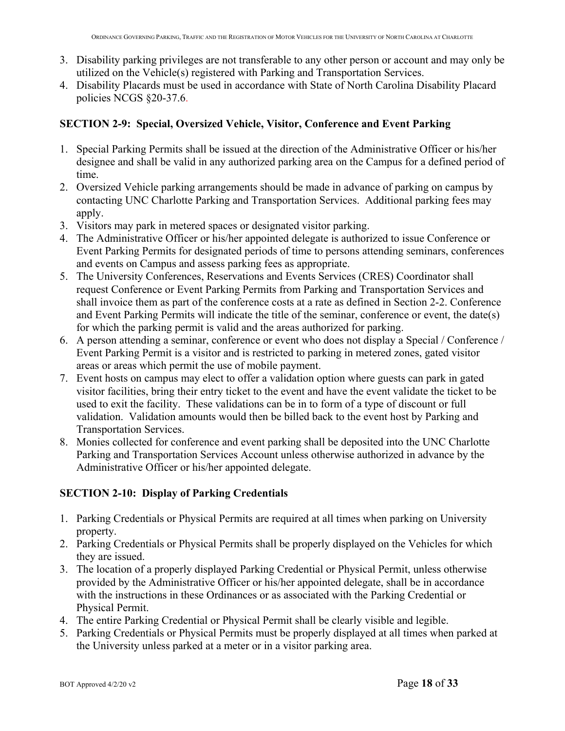3. Disability parking privileges are not transferable to any other person or account and may only be utilized on the Vehicle(s) registered with Parking and Transportation Services.
4. Disability Placards must be used in accordance with State of North Carolina Disability Placard policies NCGS §20-37.6.

### SECTION 2-9: Special, Oversized Vehicle, Visitor, Conference and Event Parking

1. Special Parking Permits shall be issued at the direction of the Administrative Officer or his/her designee and shall be valid in any authorized parking area on the Campus for a defined period of time.
2. Oversized Vehicle parking arrangements should be made in advance of parking on campus by contacting UNC Charlotte Parking and Transportation Services. Additional parking fees may apply.
3. Visitors may park in metered spaces or designated visitor parking.
4. The Administrative Officer or his/her appointed delegate is authorized to issue Conference or Event Parking Permits for designated periods of time to persons attending seminars, conferences and events on Campus and assess parking fees as appropriate.
5. The University Conferences, Reservations and Events Services (CRES) Coordinator shall request Conference or Event Parking Permits from Parking and Transportation Services and shall invoice them as part of the conference costs at a rate as defined in Section 2-2. Conference and Event Parking Permits will indicate the title of the seminar, conference or event, the date(s) for which the parking permit is valid and the areas authorized for parking.
6. A person attending a seminar, conference or event who does not display a Special / Conference / Event Parking Permit is a visitor and is restricted to parking in metered zones, gated visitor areas or areas which permit the use of mobile payment.
7. Event hosts on campus may elect to offer a validation option where guests can park in gated visitor facilities, bring their entry ticket to the event and have the event validate the ticket to be used to exit the facility. These validations can be in to form of a type of discount or full validation. Validation amounts would then be billed back to the event host by Parking and Transportation Services.
8. Monies collected for conference and event parking shall be deposited into the UNC Charlotte Parking and Transportation Services Account unless otherwise authorized in advance by the Administrative Officer or his/her appointed delegate.

### SECTION 2-10: Display of Parking Credentials

1. Parking Credentials or Physical Permits are required at all times when parking on University property.
2. Parking Credentials or Physical Permits shall be properly displayed on the Vehicles for which they are issued.
3. The location of a properly displayed Parking Credential or Physical Permit, unless otherwise provided by the Administrative Officer or his/her appointed delegate, shall be in accordance with the instructions in these Ordinances or as associated with the Parking Credential or Physical Permit.
4. The entire Parking Credential or Physical Permit shall be clearly visible and legible.
5. Parking Credentials or Physical Permits must be properly displayed at all times when parked at the University unless parked at a meter or in a visitor parking area.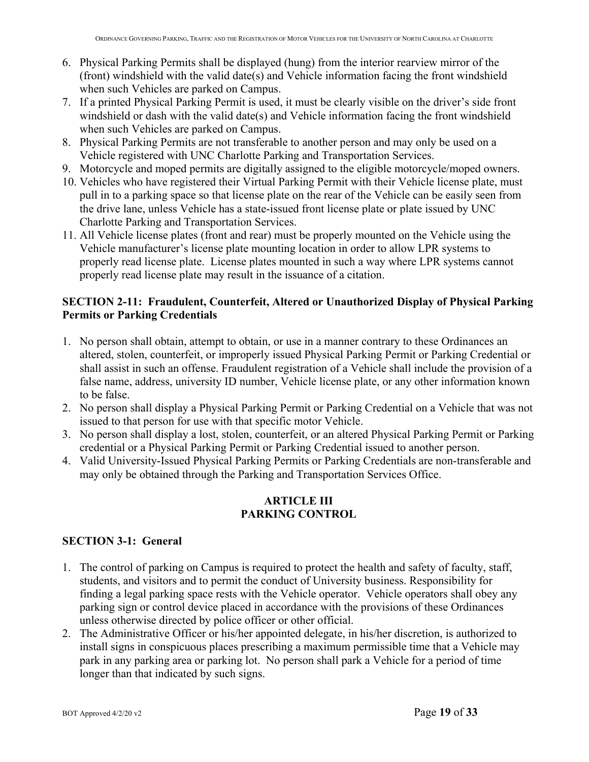6. Physical Parking Permits shall be displayed (hung) from the interior rearview mirror of the (front) windshield with the valid date(s) and Vehicle information facing the front windshield when such Vehicles are parked on Campus.
7. If a printed Physical Parking Permit is used, it must be clearly visible on the driver's side front windshield or dash with the valid date(s) and Vehicle information facing the front windshield when such Vehicles are parked on Campus.
8. Physical Parking Permits are not transferable to another person and may only be used on a Vehicle registered with UNC Charlotte Parking and Transportation Services.
9. Motorcycle and moped permits are digitally assigned to the eligible motorcycle/moped owners.
10. Vehicles who have registered their Virtual Parking Permit with their Vehicle license plate, must pull in to a parking space so that license plate on the rear of the Vehicle can be easily seen from the drive lane, unless Vehicle has a state-issued front license plate or plate issued by UNC Charlotte Parking and Transportation Services.
11. All Vehicle license plates (front and rear) must be properly mounted on the Vehicle using the Vehicle manufacturer's license plate mounting location in order to allow LPR systems to properly read license plate. License plates mounted in such a way where LPR systems cannot properly read license plate may result in the issuance of a citation.

### SECTION 2-11: Fraudulent, Counterfeit, Altered or Unauthorized Display of Physical Parking Permits or Parking Credentials

1. No person shall obtain, attempt to obtain, or use in a manner contrary to these Ordinances an altered, stolen, counterfeit, or improperly issued Physical Parking Permit or Parking Credential or shall assist in such an offense. Fraudulent registration of a Vehicle shall include the provision of a false name, address, university ID number, Vehicle license plate, or any other information known to be false.
2. No person shall display a Physical Parking Permit or Parking Credential on a Vehicle that was not issued to that person for use with that specific motor Vehicle.
3. No person shall display a lost, stolen, counterfeit, or an altered Physical Parking Permit or Parking credential or a Physical Parking Permit or Parking Credential issued to another person.
4. Valid University-Issued Physical Parking Permits or Parking Credentials are non-transferable and may only be obtained through the Parking and Transportation Services Office.

## ARTICLE III
## PARKING CONTROL

### SECTION 3-1: General

1. The control of parking on Campus is required to protect the health and safety of faculty, staff, students, and visitors and to permit the conduct of University business. Responsibility for finding a legal parking space rests with the Vehicle operator. Vehicle operators shall obey any parking sign or control device placed in accordance with the provisions of these Ordinances unless otherwise directed by police officer or other official.
2. The Administrative Officer or his/her appointed delegate, in his/her discretion, is authorized to install signs in conspicuous places prescribing a maximum permissible time that a Vehicle may park in any parking area or parking lot. No person shall park a Vehicle for a period of time longer than that indicated by such signs.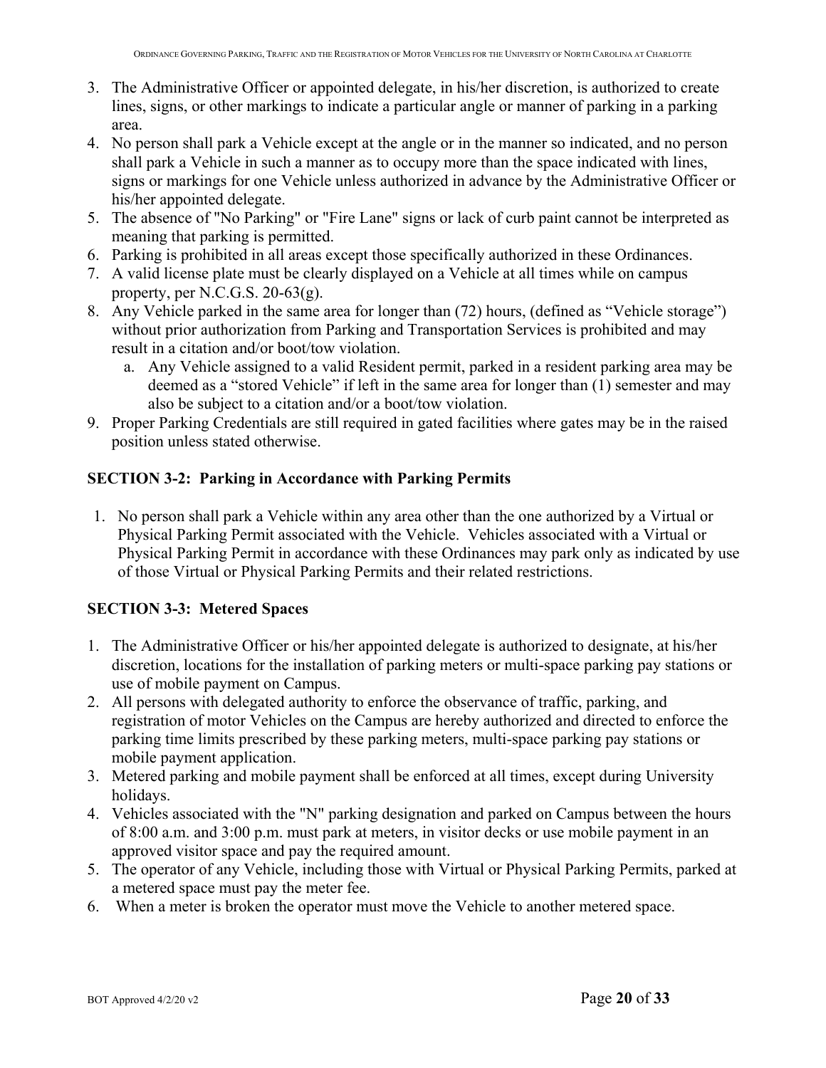3. The Administrative Officer or appointed delegate, in his/her discretion, is authorized to create lines, signs, or other markings to indicate a particular angle or manner of parking in a parking area.
4. No person shall park a Vehicle except at the angle or in the manner so indicated, and no person shall park a Vehicle in such a manner as to occupy more than the space indicated with lines, signs or markings for one Vehicle unless authorized in advance by the Administrative Officer or his/her appointed delegate.
5. The absence of "No Parking" or "Fire Lane" signs or lack of curb paint cannot be interpreted as meaning that parking is permitted.
6. Parking is prohibited in all areas except those specifically authorized in these Ordinances.
7. A valid license plate must be clearly displayed on a Vehicle at all times while on campus property, per N.C.G.S. 20-63(g).
8. Any Vehicle parked in the same area for longer than (72) hours, (defined as "Vehicle storage") without prior authorization from Parking and Transportation Services is prohibited and may result in a citation and/or boot/tow violation.
   a. Any Vehicle assigned to a valid Resident permit, parked in a resident parking area may be deemed as a "stored Vehicle" if left in the same area for longer than (1) semester and may also be subject to a citation and/or a boot/tow violation.
9. Proper Parking Credentials are still required in gated facilities where gates may be in the raised position unless stated otherwise.

### SECTION 3-2: Parking in Accordance with Parking Permits

1. No person shall park a Vehicle within any area other than the one authorized by a Virtual or Physical Parking Permit associated with the Vehicle. Vehicles associated with a Virtual or Physical Parking Permit in accordance with these Ordinances may park only as indicated by use of those Virtual or Physical Parking Permits and their related restrictions.

### SECTION 3-3: Metered Spaces

1. The Administrative Officer or his/her appointed delegate is authorized to designate, at his/her discretion, locations for the installation of parking meters or multi-space parking pay stations or use of mobile payment on Campus.
2. All persons with delegated authority to enforce the observance of traffic, parking, and registration of motor Vehicles on the Campus are hereby authorized and directed to enforce the parking time limits prescribed by these parking meters, multi-space parking pay stations or mobile payment application.
3. Metered parking and mobile payment shall be enforced at all times, except during University holidays.
4. Vehicles associated with the "N" parking designation and parked on Campus between the hours of 8:00 a.m. and 3:00 p.m. must park at meters, in visitor decks or use mobile payment in an approved visitor space and pay the required amount.
5. The operator of any Vehicle, including those with Virtual or Physical Parking Permits, parked at a metered space must pay the meter fee.
6. When a meter is broken the operator must move the Vehicle to another metered space.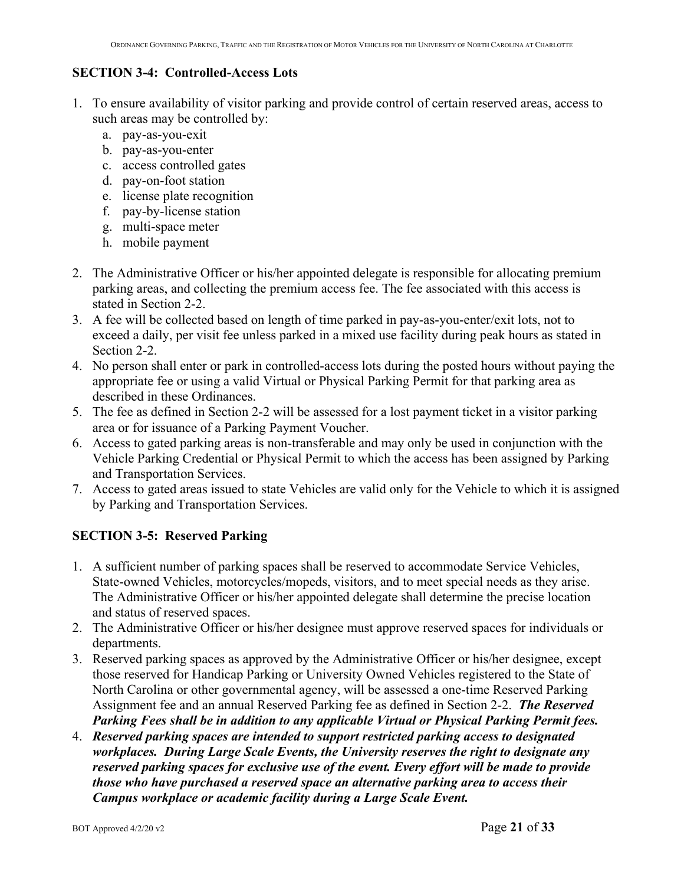## SECTION 3-4: Controlled-Access Lots

1. To ensure availability of visitor parking and provide control of certain reserved areas, access to such areas may be controlled by:
   a. pay-as-you-exit
   b. pay-as-you-enter
   c. access controlled gates
   d. pay-on-foot station
   e. license plate recognition
   f. pay-by-license station
   g. multi-space meter
   h. mobile payment

2. The Administrative Officer or his/her appointed delegate is responsible for allocating premium parking areas, and collecting the premium access fee. The fee associated with this access is stated in Section 2-2.
3. A fee will be collected based on length of time parked in pay-as-you-enter/exit lots, not to exceed a daily, per visit fee unless parked in a mixed use facility during peak hours as stated in Section 2-2.
4. No person shall enter or park in controlled-access lots during the posted hours without paying the appropriate fee or using a valid Virtual or Physical Parking Permit for that parking area as described in these Ordinances.
5. The fee as defined in Section 2-2 will be assessed for a lost payment ticket in a visitor parking area or for issuance of a Parking Payment Voucher.
6. Access to gated parking areas is non-transferable and may only be used in conjunction with the Vehicle Parking Credential or Physical Permit to which the access has been assigned by Parking and Transportation Services.
7. Access to gated areas issued to state Vehicles are valid only for the Vehicle to which it is assigned by Parking and Transportation Services.

## SECTION 3-5: Reserved Parking

1. A sufficient number of parking spaces shall be reserved to accommodate Service Vehicles, State-owned Vehicles, motorcycles/mopeds, visitors, and to meet special needs as they arise. The Administrative Officer or his/her appointed delegate shall determine the precise location and status of reserved spaces.
2. The Administrative Officer or his/her designee must approve reserved spaces for individuals or departments.
3. Reserved parking spaces as approved by the Administrative Officer or his/her designee, except those reserved for Handicap Parking or University Owned Vehicles registered to the State of North Carolina or other governmental agency, will be assessed a one-time Reserved Parking Assignment fee and an annual Reserved Parking fee as defined in Section 2-2. ***The Reserved Parking Fees shall be in addition to any applicable Virtual or Physical Parking Permit fees.***
4. ***Reserved parking spaces are intended to support restricted parking access to designated workplaces. During Large Scale Events, the University reserves the right to designate any reserved parking spaces for exclusive use of the event. Every effort will be made to provide those who have purchased a reserved space an alternative parking area to access their Campus workplace or academic facility during a Large Scale Event.***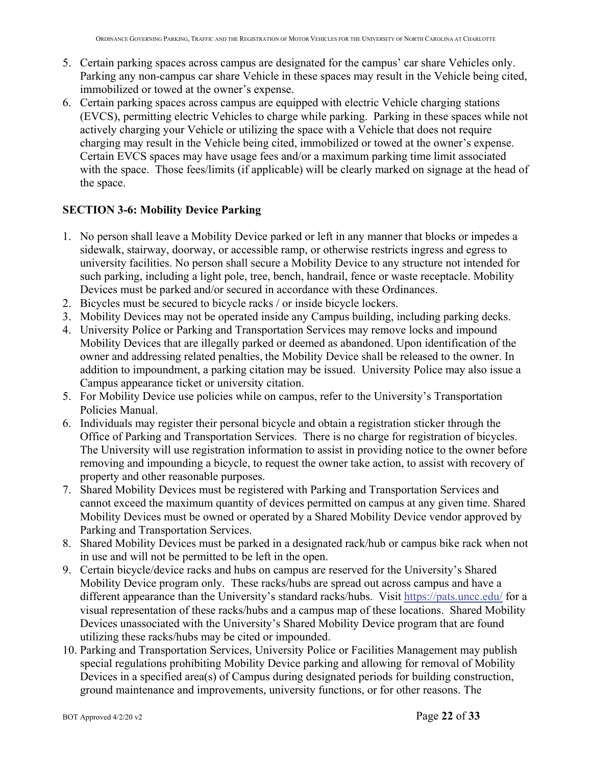5. Certain parking spaces across campus are designated for the campus' car share Vehicles only. Parking any non-campus car share Vehicle in these spaces may result in the Vehicle being cited, immobilized or towed at the owner's expense.
6. Certain parking spaces across campus are equipped with electric Vehicle charging stations (EVCS), permitting electric Vehicles to charge while parking. Parking in these spaces while not actively charging your Vehicle or utilizing the space with a Vehicle that does not require charging may result in the Vehicle being cited, immobilized or towed at the owner's expense. Certain EVCS spaces may have usage fees and/or a maximum parking time limit associated with the space. Those fees/limits (if applicable) will be clearly marked on signage at the head of the space.

### SECTION 3-6: Mobility Device Parking

1. No person shall leave a Mobility Device parked or left in any manner that blocks or impedes a sidewalk, stairway, doorway, or accessible ramp, or otherwise restricts ingress and egress to university facilities. No person shall secure a Mobility Device to any structure not intended for such parking, including a light pole, tree, bench, handrail, fence or waste receptacle. Mobility Devices must be parked and/or secured in accordance with these Ordinances.
2. Bicycles must be secured to bicycle racks / or inside bicycle lockers.
3. Mobility Devices may not be operated inside any Campus building, including parking decks.
4. University Police or Parking and Transportation Services may remove locks and impound Mobility Devices that are illegally parked or deemed as abandoned. Upon identification of the owner and addressing related penalties, the Mobility Device shall be released to the owner. In addition to impoundment, a parking citation may be issued. University Police may also issue a Campus appearance ticket or university citation.
5. For Mobility Device use policies while on campus, refer to the University's Transportation Policies Manual.
6. Individuals may register their personal bicycle and obtain a registration sticker through the Office of Parking and Transportation Services. There is no charge for registration of bicycles. The University will use registration information to assist in providing notice to the owner before removing and impounding a bicycle, to request the owner take action, to assist with recovery of property and other reasonable purposes.
7. Shared Mobility Devices must be registered with Parking and Transportation Services and cannot exceed the maximum quantity of devices permitted on campus at any given time. Shared Mobility Devices must be owned or operated by a Shared Mobility Device vendor approved by Parking and Transportation Services.
8. Shared Mobility Devices must be parked in a designated rack/hub or campus bike rack when not in use and will not be permitted to be left in the open.
9. Certain bicycle/device racks and hubs on campus are reserved for the University's Shared Mobility Device program only. These racks/hubs are spread out across campus and have a different appearance than the University's standard racks/hubs. Visit https://pats.uncc.edu/ for a visual representation of these racks/hubs and a campus map of these locations. Shared Mobility Devices unassociated with the University's Shared Mobility Device program that are found utilizing these racks/hubs may be cited or impounded.
10. Parking and Transportation Services, University Police or Facilities Management may publish special regulations prohibiting Mobility Device parking and allowing for removal of Mobility Devices in a specified area(s) of Campus during designated periods for building construction, ground maintenance and improvements, university functions, or for other reasons. The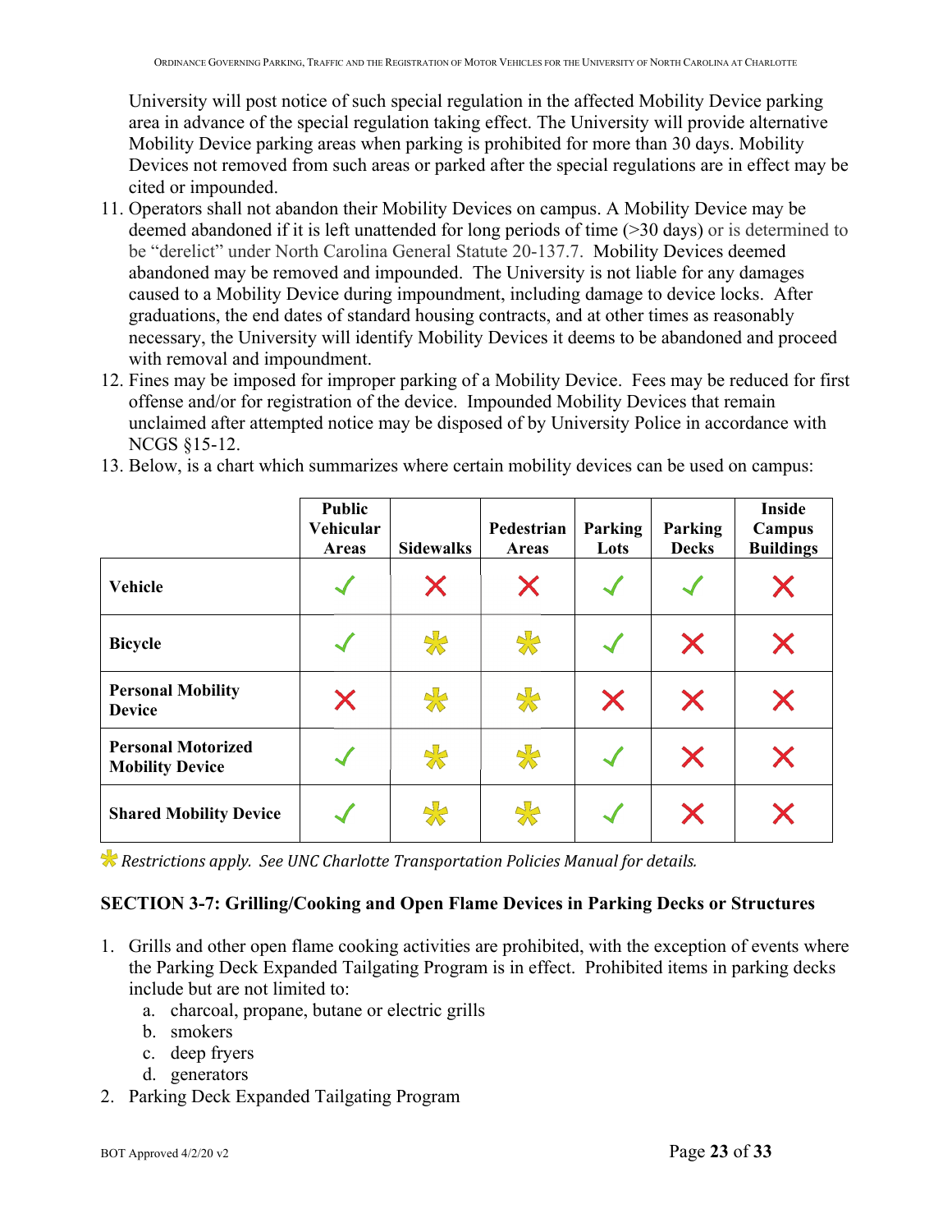University will post notice of such special regulation in the affected Mobility Device parking area in advance of the special regulation taking effect. The University will provide alternative Mobility Device parking areas when parking is prohibited for more than 30 days. Mobility Devices not removed from such areas or parked after the special regulations are in effect may be cited or impounded.

11. Operators shall not abandon their Mobility Devices on campus. A Mobility Device may be deemed abandoned if it is left unattended for long periods of time (>30 days) or is determined to be "derelict" under North Carolina General Statute 20-137.7. Mobility Devices deemed abandoned may be removed and impounded. The University is not liable for any damages caused to a Mobility Device during impoundment, including damage to device locks. After graduations, the end dates of standard housing contracts, and at other times as reasonably necessary, the University will identify Mobility Devices it deems to be abandoned and proceed with removal and impoundment.
12. Fines may be imposed for improper parking of a Mobility Device. Fees may be reduced for first offense and/or for registration of the device. Impounded Mobility Devices that remain unclaimed after attempted notice may be disposed of by University Police in accordance with NCGS §15-12.
13. Below, is a chart which summarizes where certain mobility devices can be used on campus:

| | Public Vehicular Areas | Sidewalks | Pedestrian Areas | Parking Lots | Parking Decks | Inside Campus Buildings |
|---|---|---|---|---|---|---|
| **Vehicle** | ✓ | ✗ | ✗ | ✓ | ✓ | ✗ |
| **Bicycle** | ✓ | * | * | ✓ | ✗ | ✗ |
| **Personal Mobility Device** | ✗ | * | * | ✗ | ✗ | ✗ |
| **Personal Motorized Mobility Device** | ✓ | * | * | ✓ | ✗ | ✗ |
| **Shared Mobility Device** | ✓ | * | * | ✓ | ✗ | ✗ |

* *Restrictions apply. See UNC Charlotte Transportation Policies Manual for details.*

## SECTION 3-7: Grilling/Cooking and Open Flame Devices in Parking Decks or Structures

1. Grills and other open flame cooking activities are prohibited, with the exception of events where the Parking Deck Expanded Tailgating Program is in effect. Prohibited items in parking decks include but are not limited to:
   a. charcoal, propane, butane or electric grills
   b. smokers
   c. deep fryers
   d. generators
2. Parking Deck Expanded Tailgating Program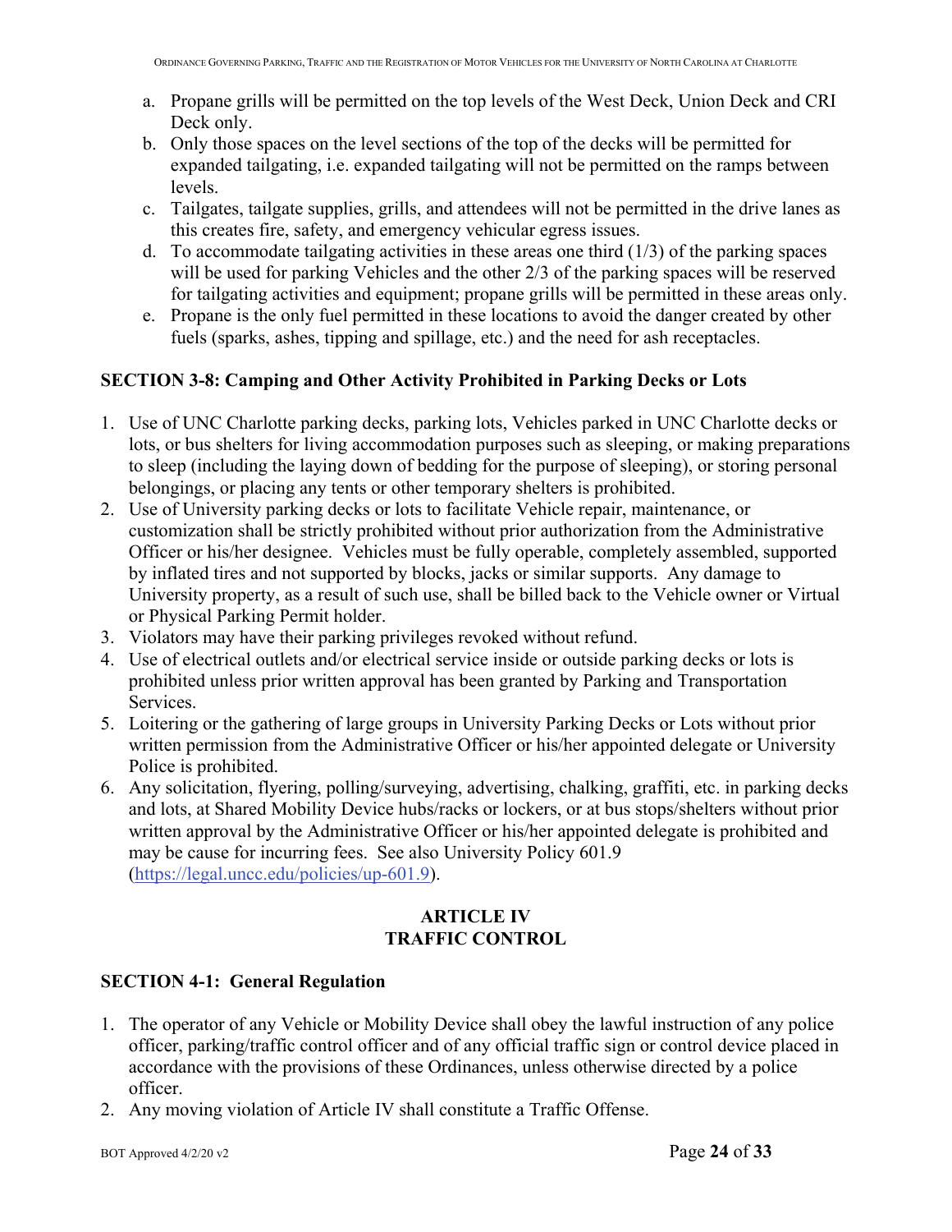a. Propane grills will be permitted on the top levels of the West Deck, Union Deck and CRI Deck only.
b. Only those spaces on the level sections of the top of the decks will be permitted for expanded tailgating, i.e. expanded tailgating will not be permitted on the ramps between levels.
c. Tailgates, tailgate supplies, grills, and attendees will not be permitted in the drive lanes as this creates fire, safety, and emergency vehicular egress issues.
d. To accommodate tailgating activities in these areas one third (1/3) of the parking spaces will be used for parking Vehicles and the other 2/3 of the parking spaces will be reserved for tailgating activities and equipment; propane grills will be permitted in these areas only.
e. Propane is the only fuel permitted in these locations to avoid the danger created by other fuels (sparks, ashes, tipping and spillage, etc.) and the need for ash receptacles.

### SECTION 3-8: Camping and Other Activity Prohibited in Parking Decks or Lots

1. Use of UNC Charlotte parking decks, parking lots, Vehicles parked in UNC Charlotte decks or lots, or bus shelters for living accommodation purposes such as sleeping, or making preparations to sleep (including the laying down of bedding for the purpose of sleeping), or storing personal belongings, or placing any tents or other temporary shelters is prohibited.
2. Use of University parking decks or lots to facilitate Vehicle repair, maintenance, or customization shall be strictly prohibited without prior authorization from the Administrative Officer or his/her designee. Vehicles must be fully operable, completely assembled, supported by inflated tires and not supported by blocks, jacks or similar supports. Any damage to University property, as a result of such use, shall be billed back to the Vehicle owner or Virtual or Physical Parking Permit holder.
3. Violators may have their parking privileges revoked without refund.
4. Use of electrical outlets and/or electrical service inside or outside parking decks or lots is prohibited unless prior written approval has been granted by Parking and Transportation Services.
5. Loitering or the gathering of large groups in University Parking Decks or Lots without prior written permission from the Administrative Officer or his/her appointed delegate or University Police is prohibited.
6. Any solicitation, flyering, polling/surveying, advertising, chalking, graffiti, etc. in parking decks and lots, at Shared Mobility Device hubs/racks or lockers, or at bus stops/shelters without prior written approval by the Administrative Officer or his/her appointed delegate is prohibited and may be cause for incurring fees. See also University Policy 601.9 (https://legal.uncc.edu/policies/up-601.9).

## ARTICLE IV
## TRAFFIC CONTROL

### SECTION 4-1: General Regulation

1. The operator of any Vehicle or Mobility Device shall obey the lawful instruction of any police officer, parking/traffic control officer and of any official traffic sign or control device placed in accordance with the provisions of these Ordinances, unless otherwise directed by a police officer.
2. Any moving violation of Article IV shall constitute a Traffic Offense.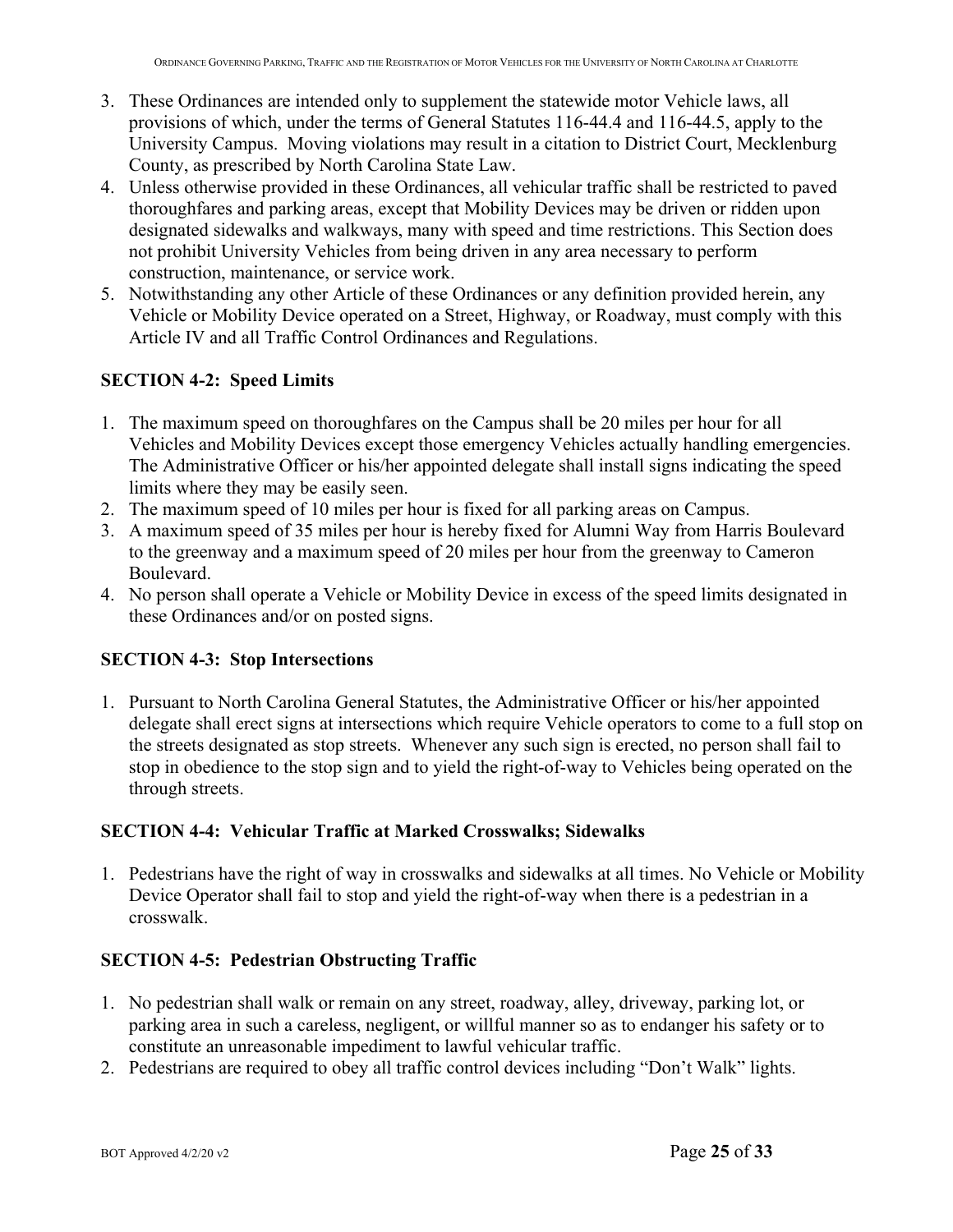3. These Ordinances are intended only to supplement the statewide motor Vehicle laws, all provisions of which, under the terms of General Statutes 116-44.4 and 116-44.5, apply to the University Campus. Moving violations may result in a citation to District Court, Mecklenburg County, as prescribed by North Carolina State Law.
4. Unless otherwise provided in these Ordinances, all vehicular traffic shall be restricted to paved thoroughfares and parking areas, except that Mobility Devices may be driven or ridden upon designated sidewalks and walkways, many with speed and time restrictions. This Section does not prohibit University Vehicles from being driven in any area necessary to perform construction, maintenance, or service work.
5. Notwithstanding any other Article of these Ordinances or any definition provided herein, any Vehicle or Mobility Device operated on a Street, Highway, or Roadway, must comply with this Article IV and all Traffic Control Ordinances and Regulations.

### SECTION 4-2: Speed Limits

1. The maximum speed on thoroughfares on the Campus shall be 20 miles per hour for all Vehicles and Mobility Devices except those emergency Vehicles actually handling emergencies. The Administrative Officer or his/her appointed delegate shall install signs indicating the speed limits where they may be easily seen.
2. The maximum speed of 10 miles per hour is fixed for all parking areas on Campus.
3. A maximum speed of 35 miles per hour is hereby fixed for Alumni Way from Harris Boulevard to the greenway and a maximum speed of 20 miles per hour from the greenway to Cameron Boulevard.
4. No person shall operate a Vehicle or Mobility Device in excess of the speed limits designated in these Ordinances and/or on posted signs.

### SECTION 4-3: Stop Intersections

1. Pursuant to North Carolina General Statutes, the Administrative Officer or his/her appointed delegate shall erect signs at intersections which require Vehicle operators to come to a full stop on the streets designated as stop streets. Whenever any such sign is erected, no person shall fail to stop in obedience to the stop sign and to yield the right-of-way to Vehicles being operated on the through streets.

### SECTION 4-4: Vehicular Traffic at Marked Crosswalks; Sidewalks

1. Pedestrians have the right of way in crosswalks and sidewalks at all times. No Vehicle or Mobility Device Operator shall fail to stop and yield the right-of-way when there is a pedestrian in a crosswalk.

### SECTION 4-5: Pedestrian Obstructing Traffic

1. No pedestrian shall walk or remain on any street, roadway, alley, driveway, parking lot, or parking area in such a careless, negligent, or willful manner so as to endanger his safety or to constitute an unreasonable impediment to lawful vehicular traffic.
2. Pedestrians are required to obey all traffic control devices including "Don't Walk" lights.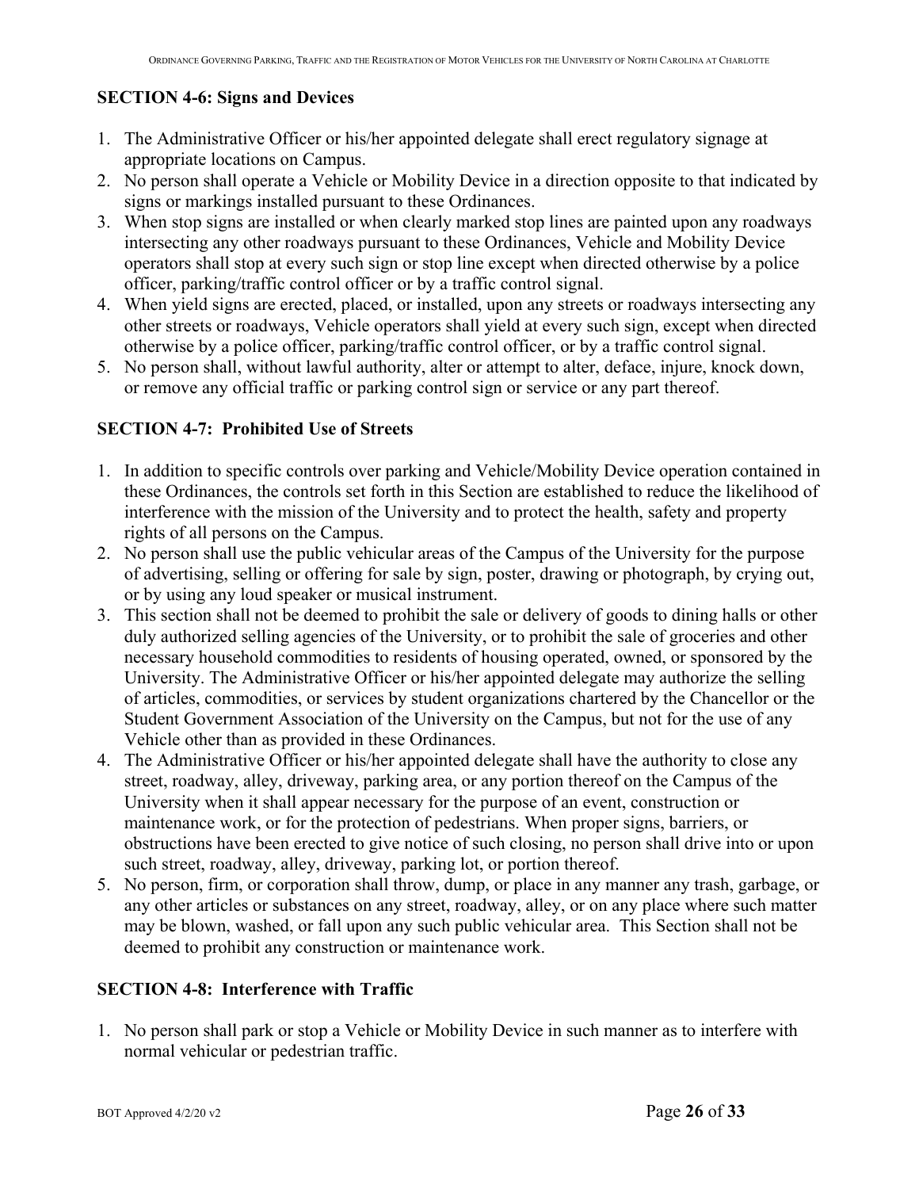### SECTION 4-6: Signs and Devices

1. The Administrative Officer or his/her appointed delegate shall erect regulatory signage at appropriate locations on Campus.
2. No person shall operate a Vehicle or Mobility Device in a direction opposite to that indicated by signs or markings installed pursuant to these Ordinances.
3. When stop signs are installed or when clearly marked stop lines are painted upon any roadways intersecting any other roadways pursuant to these Ordinances, Vehicle and Mobility Device operators shall stop at every such sign or stop line except when directed otherwise by a police officer, parking/traffic control officer or by a traffic control signal.
4. When yield signs are erected, placed, or installed, upon any streets or roadways intersecting any other streets or roadways, Vehicle operators shall yield at every such sign, except when directed otherwise by a police officer, parking/traffic control officer, or by a traffic control signal.
5. No person shall, without lawful authority, alter or attempt to alter, deface, injure, knock down, or remove any official traffic or parking control sign or service or any part thereof.

### SECTION 4-7: Prohibited Use of Streets

1. In addition to specific controls over parking and Vehicle/Mobility Device operation contained in these Ordinances, the controls set forth in this Section are established to reduce the likelihood of interference with the mission of the University and to protect the health, safety and property rights of all persons on the Campus.
2. No person shall use the public vehicular areas of the Campus of the University for the purpose of advertising, selling or offering for sale by sign, poster, drawing or photograph, by crying out, or by using any loud speaker or musical instrument.
3. This section shall not be deemed to prohibit the sale or delivery of goods to dining halls or other duly authorized selling agencies of the University, or to prohibit the sale of groceries and other necessary household commodities to residents of housing operated, owned, or sponsored by the University. The Administrative Officer or his/her appointed delegate may authorize the selling of articles, commodities, or services by student organizations chartered by the Chancellor or the Student Government Association of the University on the Campus, but not for the use of any Vehicle other than as provided in these Ordinances.
4. The Administrative Officer or his/her appointed delegate shall have the authority to close any street, roadway, alley, driveway, parking area, or any portion thereof on the Campus of the University when it shall appear necessary for the purpose of an event, construction or maintenance work, or for the protection of pedestrians. When proper signs, barriers, or obstructions have been erected to give notice of such closing, no person shall drive into or upon such street, roadway, alley, driveway, parking lot, or portion thereof.
5. No person, firm, or corporation shall throw, dump, or place in any manner any trash, garbage, or any other articles or substances on any street, roadway, alley, or on any place where such matter may be blown, washed, or fall upon any such public vehicular area. This Section shall not be deemed to prohibit any construction or maintenance work.

### SECTION 4-8: Interference with Traffic

1. No person shall park or stop a Vehicle or Mobility Device in such manner as to interfere with normal vehicular or pedestrian traffic.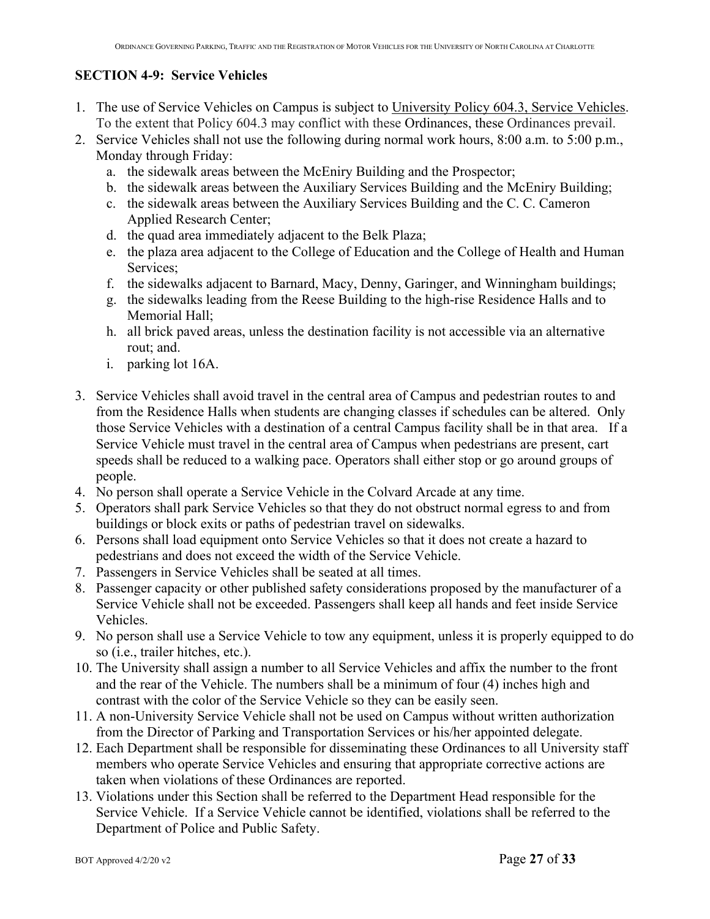## SECTION 4-9: Service Vehicles

1. The use of Service Vehicles on Campus is subject to University Policy 604.3, Service Vehicles. To the extent that Policy 604.3 may conflict with these Ordinances, these Ordinances prevail.
2. Service Vehicles shall not use the following during normal work hours, 8:00 a.m. to 5:00 p.m., Monday through Friday:
   a. the sidewalk areas between the McEniry Building and the Prospector;
   b. the sidewalk areas between the Auxiliary Services Building and the McEniry Building;
   c. the sidewalk areas between the Auxiliary Services Building and the C. C. Cameron Applied Research Center;
   d. the quad area immediately adjacent to the Belk Plaza;
   e. the plaza area adjacent to the College of Education and the College of Health and Human Services;
   f. the sidewalks adjacent to Barnard, Macy, Denny, Garinger, and Winningham buildings;
   g. the sidewalks leading from the Reese Building to the high-rise Residence Halls and to Memorial Hall;
   h. all brick paved areas, unless the destination facility is not accessible via an alternative rout; and.
   i. parking lot 16A.
3. Service Vehicles shall avoid travel in the central area of Campus and pedestrian routes to and from the Residence Halls when students are changing classes if schedules can be altered. Only those Service Vehicles with a destination of a central Campus facility shall be in that area. If a Service Vehicle must travel in the central area of Campus when pedestrians are present, cart speeds shall be reduced to a walking pace. Operators shall either stop or go around groups of people.
4. No person shall operate a Service Vehicle in the Colvard Arcade at any time.
5. Operators shall park Service Vehicles so that they do not obstruct normal egress to and from buildings or block exits or paths of pedestrian travel on sidewalks.
6. Persons shall load equipment onto Service Vehicles so that it does not create a hazard to pedestrians and does not exceed the width of the Service Vehicle.
7. Passengers in Service Vehicles shall be seated at all times.
8. Passenger capacity or other published safety considerations proposed by the manufacturer of a Service Vehicle shall not be exceeded. Passengers shall keep all hands and feet inside Service Vehicles.
9. No person shall use a Service Vehicle to tow any equipment, unless it is properly equipped to do so (i.e., trailer hitches, etc.).
10. The University shall assign a number to all Service Vehicles and affix the number to the front and the rear of the Vehicle. The numbers shall be a minimum of four (4) inches high and contrast with the color of the Service Vehicle so they can be easily seen.
11. A non-University Service Vehicle shall not be used on Campus without written authorization from the Director of Parking and Transportation Services or his/her appointed delegate.
12. Each Department shall be responsible for disseminating these Ordinances to all University staff members who operate Service Vehicles and ensuring that appropriate corrective actions are taken when violations of these Ordinances are reported.
13. Violations under this Section shall be referred to the Department Head responsible for the Service Vehicle. If a Service Vehicle cannot be identified, violations shall be referred to the Department of Police and Public Safety.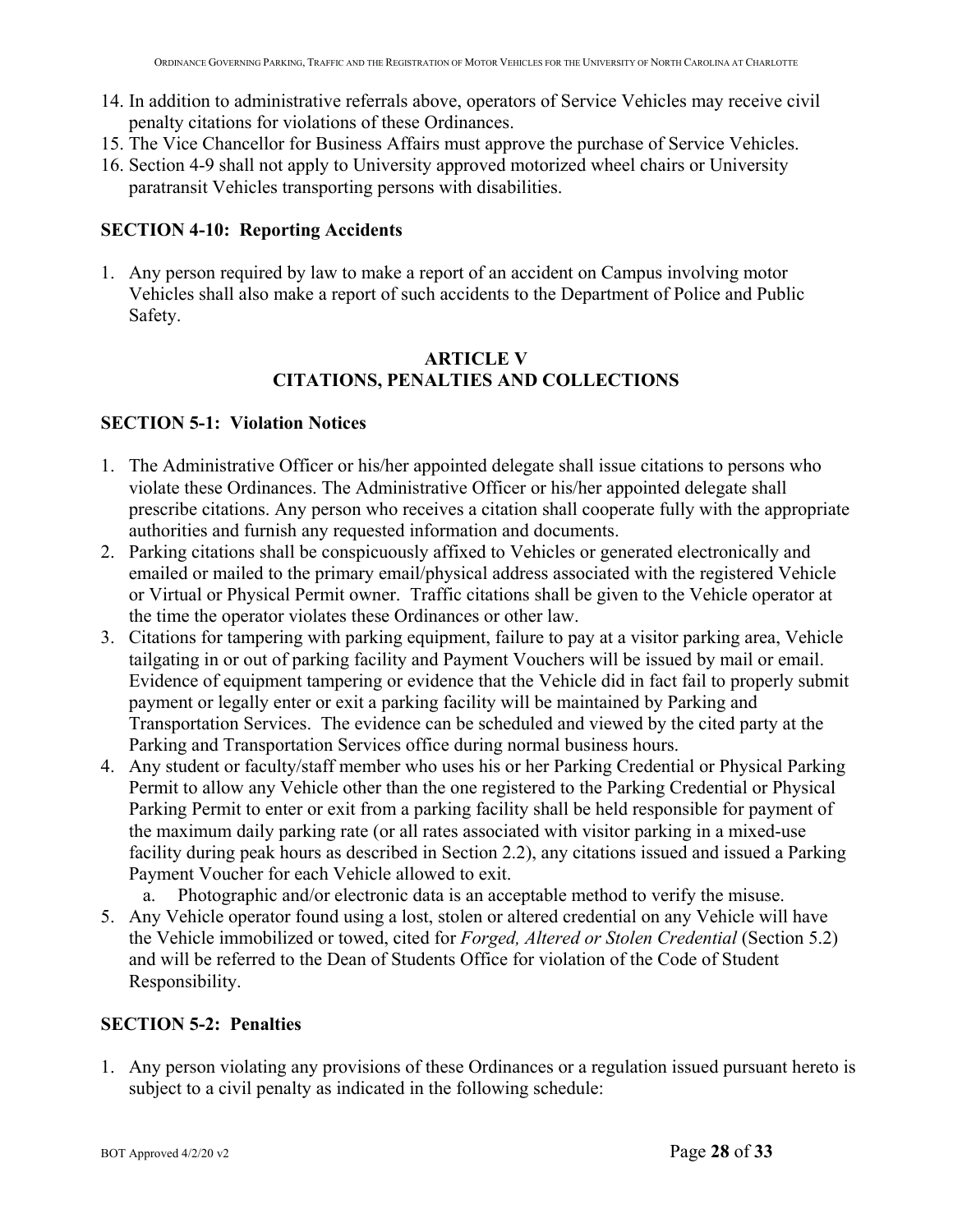14. In addition to administrative referrals above, operators of Service Vehicles may receive civil penalty citations for violations of these Ordinances.
15. The Vice Chancellor for Business Affairs must approve the purchase of Service Vehicles.
16. Section 4-9 shall not apply to University approved motorized wheel chairs or University paratransit Vehicles transporting persons with disabilities.

### SECTION 4-10: Reporting Accidents

1. Any person required by law to make a report of an accident on Campus involving motor Vehicles shall also make a report of such accidents to the Department of Police and Public Safety.

## ARTICLE V
## CITATIONS, PENALTIES AND COLLECTIONS

### SECTION 5-1: Violation Notices

1. The Administrative Officer or his/her appointed delegate shall issue citations to persons who violate these Ordinances. The Administrative Officer or his/her appointed delegate shall prescribe citations. Any person who receives a citation shall cooperate fully with the appropriate authorities and furnish any requested information and documents.
2. Parking citations shall be conspicuously affixed to Vehicles or generated electronically and emailed or mailed to the primary email/physical address associated with the registered Vehicle or Virtual or Physical Permit owner. Traffic citations shall be given to the Vehicle operator at the time the operator violates these Ordinances or other law.
3. Citations for tampering with parking equipment, failure to pay at a visitor parking area, Vehicle tailgating in or out of parking facility and Payment Vouchers will be issued by mail or email. Evidence of equipment tampering or evidence that the Vehicle did in fact fail to properly submit payment or legally enter or exit a parking facility will be maintained by Parking and Transportation Services. The evidence can be scheduled and viewed by the cited party at the Parking and Transportation Services office during normal business hours.
4. Any student or faculty/staff member who uses his or her Parking Credential or Physical Parking Permit to allow any Vehicle other than the one registered to the Parking Credential or Physical Parking Permit to enter or exit from a parking facility shall be held responsible for payment of the maximum daily parking rate (or all rates associated with visitor parking in a mixed-use facility during peak hours as described in Section 2.2), any citations issued and issued a Parking Payment Voucher for each Vehicle allowed to exit.
    a. Photographic and/or electronic data is an acceptable method to verify the misuse.
5. Any Vehicle operator found using a lost, stolen or altered credential on any Vehicle will have the Vehicle immobilized or towed, cited for *Forged, Altered or Stolen Credential* (Section 5.2) and will be referred to the Dean of Students Office for violation of the Code of Student Responsibility.

### SECTION 5-2: Penalties

1. Any person violating any provisions of these Ordinances or a regulation issued pursuant hereto is subject to a civil penalty as indicated in the following schedule: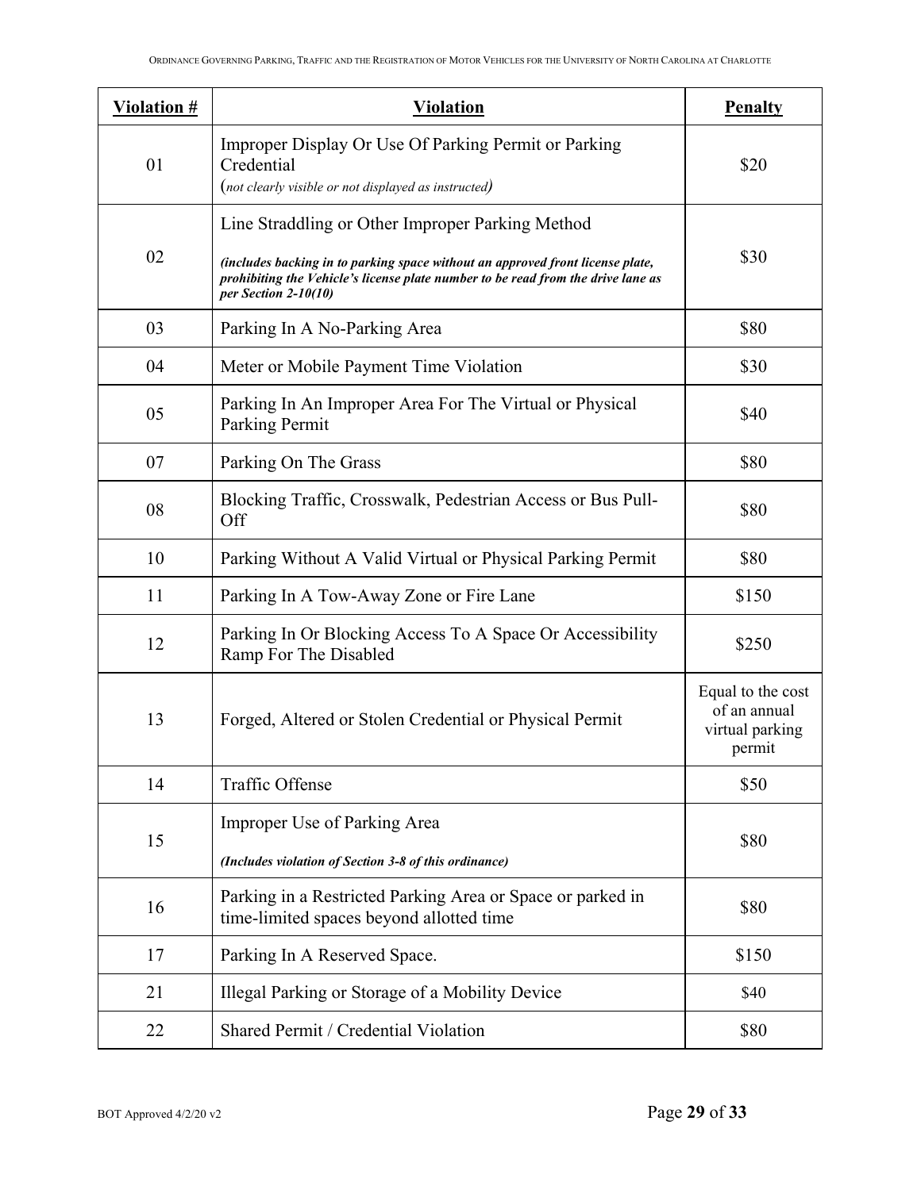| Violation # | Violation | Penalty |
|---|---|---|
| 01 | Improper Display Or Use Of Parking Permit or Parking Credential (*not clearly visible or not displayed as instructed*) | $20 |
| 02 | Line Straddling or Other Improper Parking Method ***(includes backing in to parking space without an approved front license plate, prohibiting the Vehicle's license plate number to be read from the drive lane as per Section 2-10(10)*** | $30 |
| 03 | Parking In A No-Parking Area | $80 |
| 04 | Meter or Mobile Payment Time Violation | $30 |
| 05 | Parking In An Improper Area For The Virtual or Physical Parking Permit | $40 |
| 07 | Parking On The Grass | $80 |
| 08 | Blocking Traffic, Crosswalk, Pedestrian Access or Bus Pull-Off | $80 |
| 10 | Parking Without A Valid Virtual or Physical Parking Permit | $80 |
| 11 | Parking In A Tow-Away Zone or Fire Lane | $150 |
| 12 | Parking In Or Blocking Access To A Space Or Accessibility Ramp For The Disabled | $250 |
| 13 | Forged, Altered or Stolen Credential or Physical Permit | Equal to the cost of an annual virtual parking permit |
| 14 | Traffic Offense | $50 |
| 15 | Improper Use of Parking Area ***(Includes violation of Section 3-8 of this ordinance)*** | $80 |
| 16 | Parking in a Restricted Parking Area or Space or parked in time-limited spaces beyond allotted time | $80 |
| 17 | Parking In A Reserved Space. | $150 |
| 21 | Illegal Parking or Storage of a Mobility Device | $40 |
| 22 | Shared Permit / Credential Violation | $80 |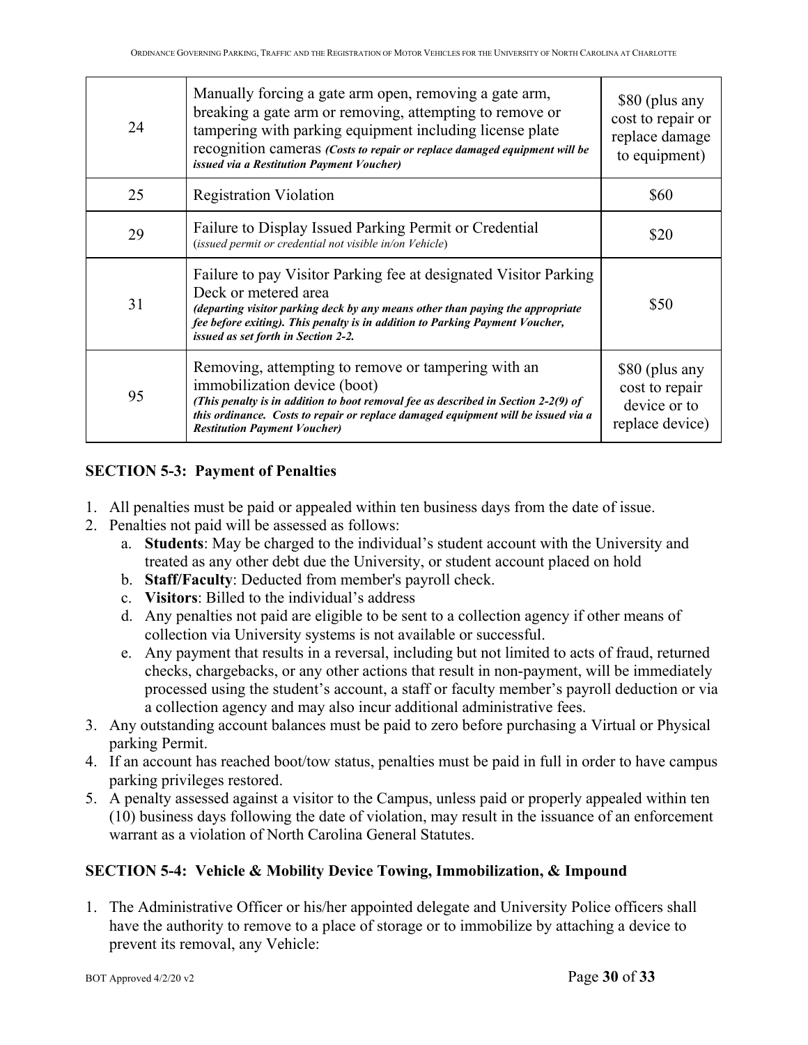| 24 | Manually forcing a gate arm open, removing a gate arm, breaking a gate arm or removing, attempting to remove or tampering with parking equipment including license plate recognition cameras ***(Costs to repair or replace damaged equipment will be issued via a Restitution Payment Voucher)*** | $80 (plus any cost to repair or replace damage to equipment) |
|---|---|---|
| 25 | Registration Violation | $60 |
| 29 | Failure to Display Issued Parking Permit or Credential (*issued permit or credential not visible in/on Vehicle*) | $20 |
| 31 | Failure to pay Visitor Parking fee at designated Visitor Parking Deck or metered area ***(departing visitor parking deck by any means other than paying the appropriate fee before exiting). This penalty is in addition to Parking Payment Voucher, issued as set forth in Section 2-2.*** | $50 |
| 95 | Removing, attempting to remove or tampering with an immobilization device (boot) ***(This penalty is in addition to boot removal fee as described in Section 2-2(9) of this ordinance. Costs to repair or replace damaged equipment will be issued via a Restitution Payment Voucher)*** | $80 (plus any cost to repair device or to replace device) |

**SECTION 5-3: Payment of Penalties**

1. All penalties must be paid or appealed within ten business days from the date of issue.
2. Penalties not paid will be assessed as follows:
   a. **Students**: May be charged to the individual's student account with the University and treated as any other debt due the University, or student account placed on hold
   b. **Staff/Faculty**: Deducted from member's payroll check.
   c. **Visitors**: Billed to the individual's address
   d. Any penalties not paid are eligible to be sent to a collection agency if other means of collection via University systems is not available or successful.
   e. Any payment that results in a reversal, including but not limited to acts of fraud, returned checks, chargebacks, or any other actions that result in non-payment, will be immediately processed using the student's account, a staff or faculty member's payroll deduction or via a collection agency and may also incur additional administrative fees.
3. Any outstanding account balances must be paid to zero before purchasing a Virtual or Physical parking Permit.
4. If an account has reached boot/tow status, penalties must be paid in full in order to have campus parking privileges restored.
5. A penalty assessed against a visitor to the Campus, unless paid or properly appealed within ten (10) business days following the date of violation, may result in the issuance of an enforcement warrant as a violation of North Carolina General Statutes.

**SECTION 5-4: Vehicle & Mobility Device Towing, Immobilization, & Impound**

1. The Administrative Officer or his/her appointed delegate and University Police officers shall have the authority to remove to a place of storage or to immobilize by attaching a device to prevent its removal, any Vehicle: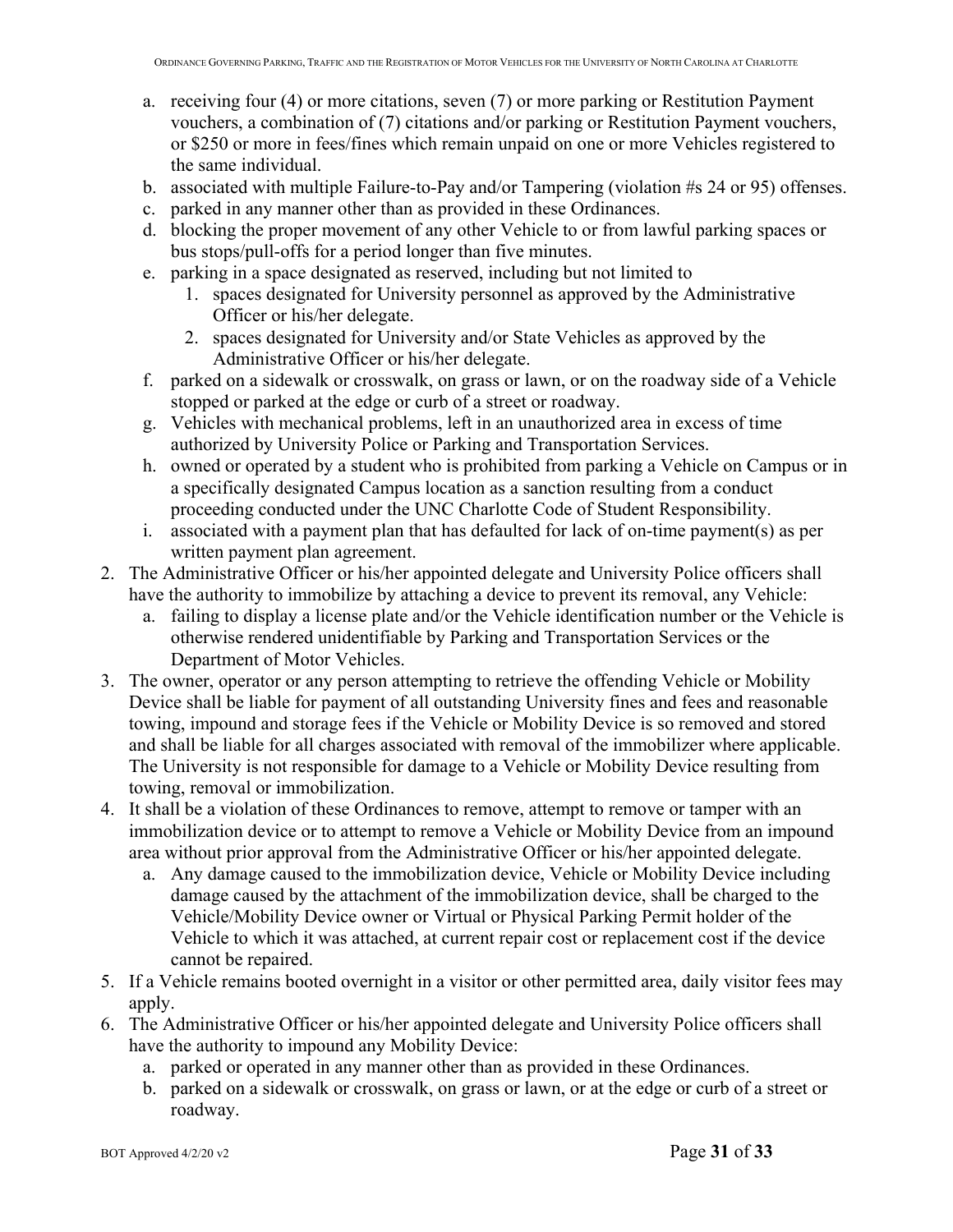a. receiving four (4) or more citations, seven (7) or more parking or Restitution Payment vouchers, a combination of (7) citations and/or parking or Restitution Payment vouchers, or $250 or more in fees/fines which remain unpaid on one or more Vehicles registered to the same individual.
   b. associated with multiple Failure-to-Pay and/or Tampering (violation #s 24 or 95) offenses.
   c. parked in any manner other than as provided in these Ordinances.
   d. blocking the proper movement of any other Vehicle to or from lawful parking spaces or bus stops/pull-offs for a period longer than five minutes.
   e. parking in a space designated as reserved, including but not limited to
      1. spaces designated for University personnel as approved by the Administrative Officer or his/her delegate.
      2. spaces designated for University and/or State Vehicles as approved by the Administrative Officer or his/her delegate.
   f. parked on a sidewalk or crosswalk, on grass or lawn, or on the roadway side of a Vehicle stopped or parked at the edge or curb of a street or roadway.
   g. Vehicles with mechanical problems, left in an unauthorized area in excess of time authorized by University Police or Parking and Transportation Services.
   h. owned or operated by a student who is prohibited from parking a Vehicle on Campus or in a specifically designated Campus location as a sanction resulting from a conduct proceeding conducted under the UNC Charlotte Code of Student Responsibility.
   i. associated with a payment plan that has defaulted for lack of on-time payment(s) as per written payment plan agreement.
2. The Administrative Officer or his/her appointed delegate and University Police officers shall have the authority to immobilize by attaching a device to prevent its removal, any Vehicle:
   a. failing to display a license plate and/or the Vehicle identification number or the Vehicle is otherwise rendered unidentifiable by Parking and Transportation Services or the Department of Motor Vehicles.
3. The owner, operator or any person attempting to retrieve the offending Vehicle or Mobility Device shall be liable for payment of all outstanding University fines and fees and reasonable towing, impound and storage fees if the Vehicle or Mobility Device is so removed and stored and shall be liable for all charges associated with removal of the immobilizer where applicable. The University is not responsible for damage to a Vehicle or Mobility Device resulting from towing, removal or immobilization.
4. It shall be a violation of these Ordinances to remove, attempt to remove or tamper with an immobilization device or to attempt to remove a Vehicle or Mobility Device from an impound area without prior approval from the Administrative Officer or his/her appointed delegate.
   a. Any damage caused to the immobilization device, Vehicle or Mobility Device including damage caused by the attachment of the immobilization device, shall be charged to the Vehicle/Mobility Device owner or Virtual or Physical Parking Permit holder of the Vehicle to which it was attached, at current repair cost or replacement cost if the device cannot be repaired.
5. If a Vehicle remains booted overnight in a visitor or other permitted area, daily visitor fees may apply.
6. The Administrative Officer or his/her appointed delegate and University Police officers shall have the authority to impound any Mobility Device:
   a. parked or operated in any manner other than as provided in these Ordinances.
   b. parked on a sidewalk or crosswalk, on grass or lawn, or at the edge or curb of a street or roadway.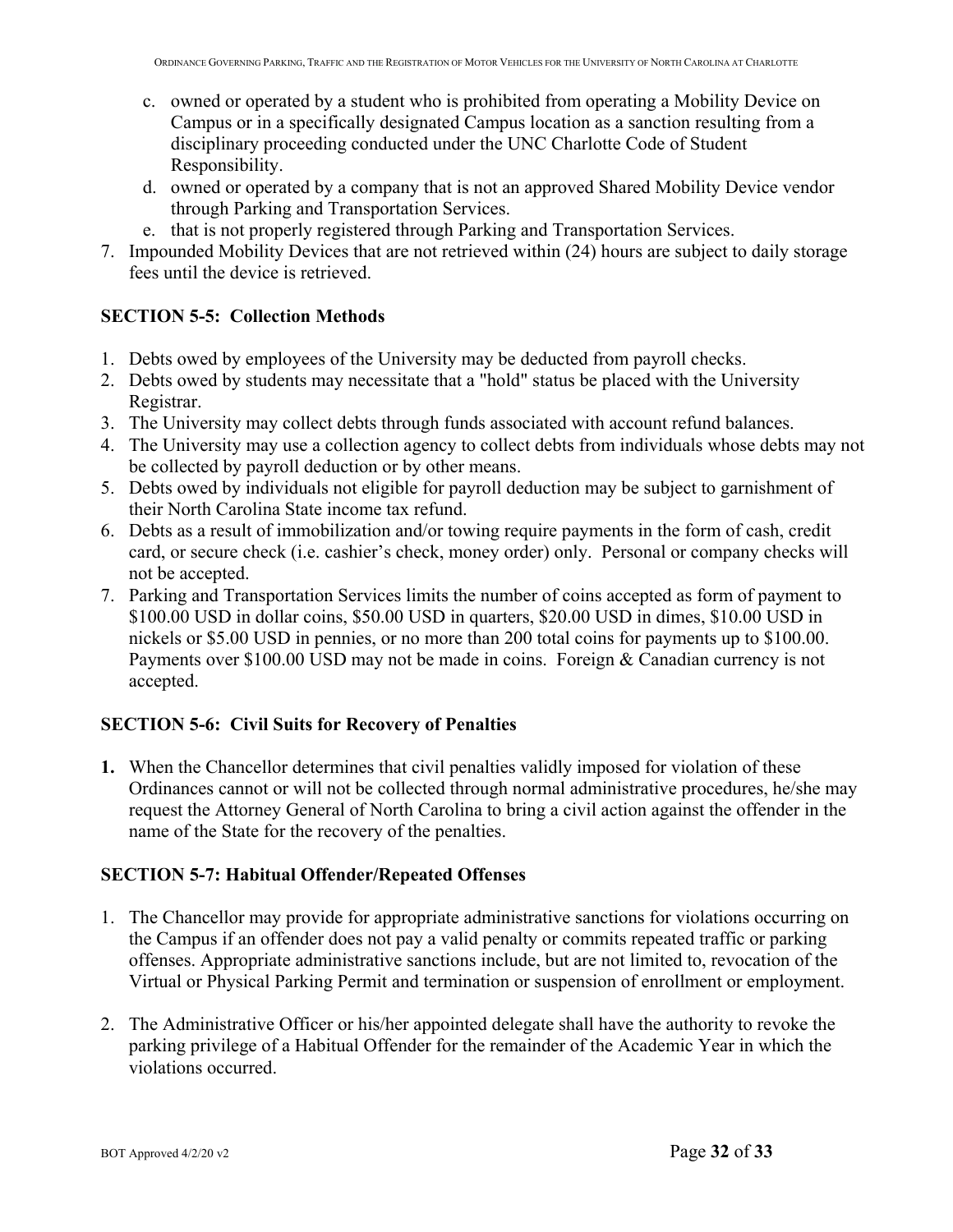c. owned or operated by a student who is prohibited from operating a Mobility Device on Campus or in a specifically designated Campus location as a sanction resulting from a disciplinary proceeding conducted under the UNC Charlotte Code of Student Responsibility.

d. owned or operated by a company that is not an approved Shared Mobility Device vendor through Parking and Transportation Services.

e. that is not properly registered through Parking and Transportation Services.

7. Impounded Mobility Devices that are not retrieved within (24) hours are subject to daily storage fees until the device is retrieved.

### SECTION 5-5: Collection Methods

1. Debts owed by employees of the University may be deducted from payroll checks.
2. Debts owed by students may necessitate that a "hold" status be placed with the University Registrar.
3. The University may collect debts through funds associated with account refund balances.
4. The University may use a collection agency to collect debts from individuals whose debts may not be collected by payroll deduction or by other means.
5. Debts owed by individuals not eligible for payroll deduction may be subject to garnishment of their North Carolina State income tax refund.
6. Debts as a result of immobilization and/or towing require payments in the form of cash, credit card, or secure check (i.e. cashier's check, money order) only. Personal or company checks will not be accepted.
7. Parking and Transportation Services limits the number of coins accepted as form of payment to \$100.00 USD in dollar coins, \$50.00 USD in quarters, \$20.00 USD in dimes, \$10.00 USD in nickels or \$5.00 USD in pennies, or no more than 200 total coins for payments up to \$100.00. Payments over \$100.00 USD may not be made in coins. Foreign & Canadian currency is not accepted.

### SECTION 5-6: Civil Suits for Recovery of Penalties

**1.** When the Chancellor determines that civil penalties validly imposed for violation of these Ordinances cannot or will not be collected through normal administrative procedures, he/she may request the Attorney General of North Carolina to bring a civil action against the offender in the name of the State for the recovery of the penalties.

### SECTION 5-7: Habitual Offender/Repeated Offenses

1. The Chancellor may provide for appropriate administrative sanctions for violations occurring on the Campus if an offender does not pay a valid penalty or commits repeated traffic or parking offenses. Appropriate administrative sanctions include, but are not limited to, revocation of the Virtual or Physical Parking Permit and termination or suspension of enrollment or employment.

2. The Administrative Officer or his/her appointed delegate shall have the authority to revoke the parking privilege of a Habitual Offender for the remainder of the Academic Year in which the violations occurred.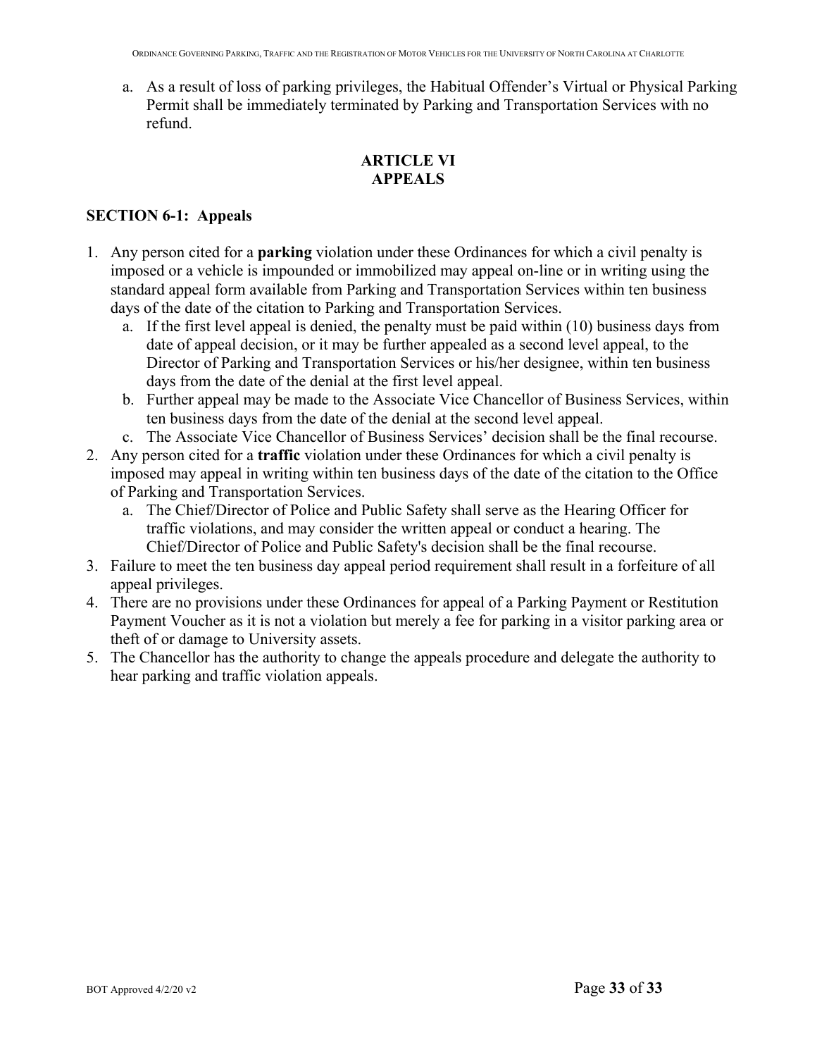a. As a result of loss of parking privileges, the Habitual Offender's Virtual or Physical Parking Permit shall be immediately terminated by Parking and Transportation Services with no refund.

## ARTICLE VI
## APPEALS

### SECTION 6-1: Appeals

1. Any person cited for a **parking** violation under these Ordinances for which a civil penalty is imposed or a vehicle is impounded or immobilized may appeal on-line or in writing using the standard appeal form available from Parking and Transportation Services within ten business days of the date of the citation to Parking and Transportation Services.
   a. If the first level appeal is denied, the penalty must be paid within (10) business days from date of appeal decision, or it may be further appealed as a second level appeal, to the Director of Parking and Transportation Services or his/her designee, within ten business days from the date of the denial at the first level appeal.
   b. Further appeal may be made to the Associate Vice Chancellor of Business Services, within ten business days from the date of the denial at the second level appeal.
   c. The Associate Vice Chancellor of Business Services' decision shall be the final recourse.
2. Any person cited for a **traffic** violation under these Ordinances for which a civil penalty is imposed may appeal in writing within ten business days of the date of the citation to the Office of Parking and Transportation Services.
   a. The Chief/Director of Police and Public Safety shall serve as the Hearing Officer for traffic violations, and may consider the written appeal or conduct a hearing. The Chief/Director of Police and Public Safety's decision shall be the final recourse.
3. Failure to meet the ten business day appeal period requirement shall result in a forfeiture of all appeal privileges.
4. There are no provisions under these Ordinances for appeal of a Parking Payment or Restitution Payment Voucher as it is not a violation but merely a fee for parking in a visitor parking area or theft of or damage to University assets.
5. The Chancellor has the authority to change the appeals procedure and delegate the authority to hear parking and traffic violation appeals.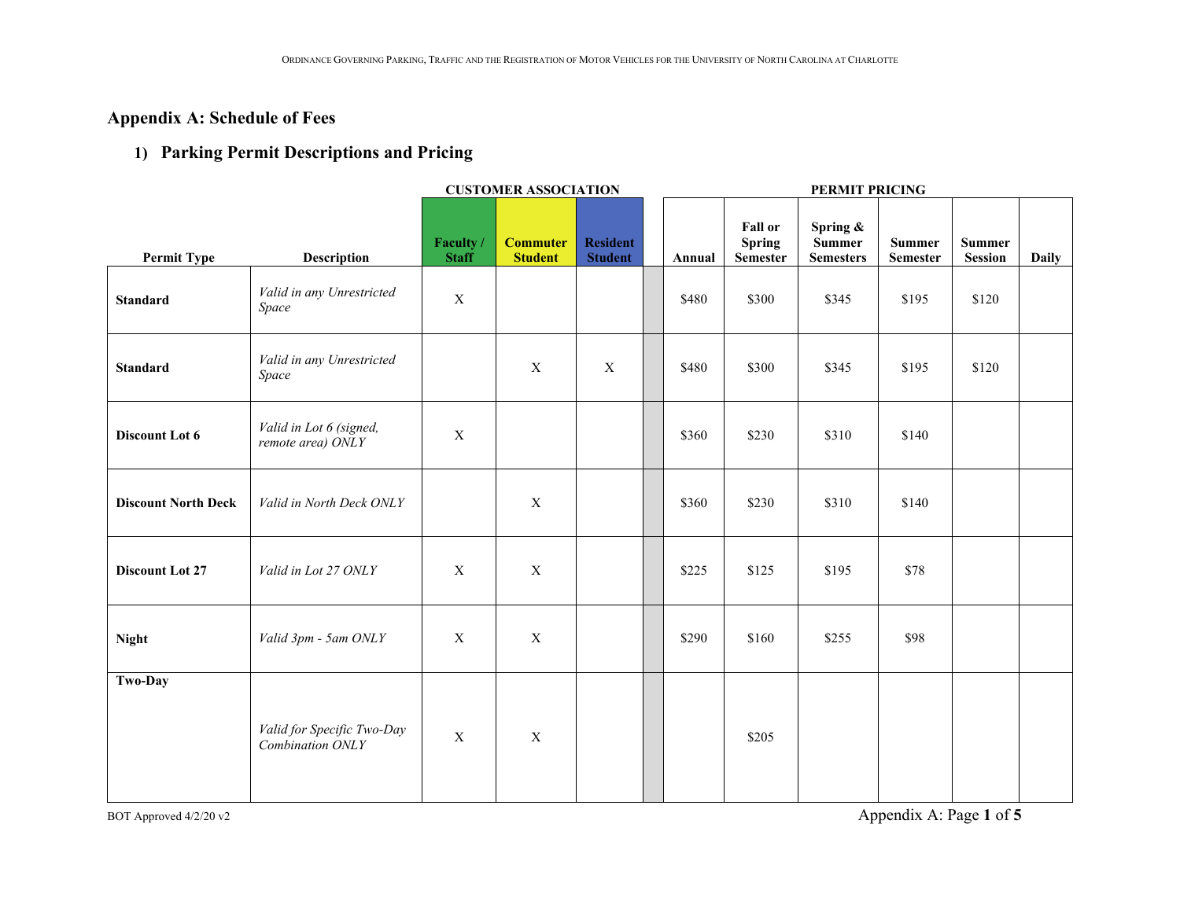## Appendix A: Schedule of Fees

### 1) Parking Permit Descriptions and Pricing

| | | CUSTOMER ASSOCIATION | | | | PERMIT PRICING | | | | | |
|---|---|---|---|---|---|---|---|---|---|---|---|
| **Permit Type** | **Description** | **Faculty / Staff** | **Commuter Student** | **Resident Student** | | **Annual** | **Fall or Spring Semester** | **Spring & Summer Semesters** | **Summer Semester** | **Summer Session** | **Daily** |
| **Standard** | *Valid in any Unrestricted Space* | X | | | | $480 | $300 | $345 | $195 | $120 | |
| **Standard** | *Valid in any Unrestricted Space* | | X | X | | $480 | $300 | $345 | $195 | $120 | |
| **Discount Lot 6** | *Valid in Lot 6 (signed, remote area) ONLY* | X | | | | $360 | $230 | $310 | $140 | | |
| **Discount North Deck** | *Valid in North Deck ONLY* | | X | | | $360 | $230 | $310 | $140 | | |
| **Discount Lot 27** | *Valid in Lot 27 ONLY* | X | X | | | $225 | $125 | $195 | $78 | | |
| **Night** | *Valid 3pm - 5am ONLY* | X | X | | | $290 | $160 | $255 | $98 | | |
| **Two-Day** | *Valid for Specific Two-Day Combination ONLY* | X | X | | | | $205 | | | | |

BOT Approved 4/2/20 v2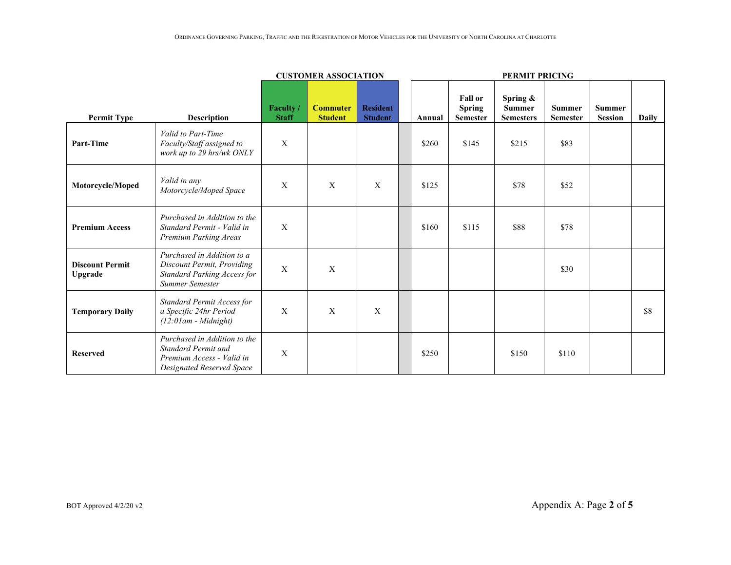| | | CUSTOMER ASSOCIATION | | | PERMIT PRICING | | | | | |
|---|---|---|---|---|---|---|---|---|---|---|
| **Permit Type** | **Description** | **Faculty / Staff** | **Commuter Student** | **Resident Student** | **Annual** | **Fall or Spring Semester** | **Spring & Summer Semesters** | **Summer Semester** | **Summer Session** | **Daily** |
| **Part-Time** | *Valid to Part-Time Faculty/Staff assigned to work up to 29 hrs/wk ONLY* | X | | | $260 | $145 | $215 | $83 | | |
| **Motorcycle/Moped** | *Valid in any Motorcycle/Moped Space* | X | X | X | $125 | | $78 | $52 | | |
| **Premium Access** | *Purchased in Addition to the Standard Permit - Valid in Premium Parking Areas* | X | | | $160 | $115 | $88 | $78 | | |
| **Discount Permit Upgrade** | *Purchased in Addition to a Discount Permit, Providing Standard Parking Access for Summer Semester* | X | X | | | | | $30 | | |
| **Temporary Daily** | *Standard Permit Access for a Specific 24hr Period (12:01am - Midnight)* | X | X | X | | | | | | $8 |
| **Reserved** | *Purchased in Addition to the Standard Permit and Premium Access - Valid in Designated Reserved Space* | X | | | $250 | | $150 | $110 | | |

BOT Approved 4/2/20 v2

Appendix A: Page **2** of **5**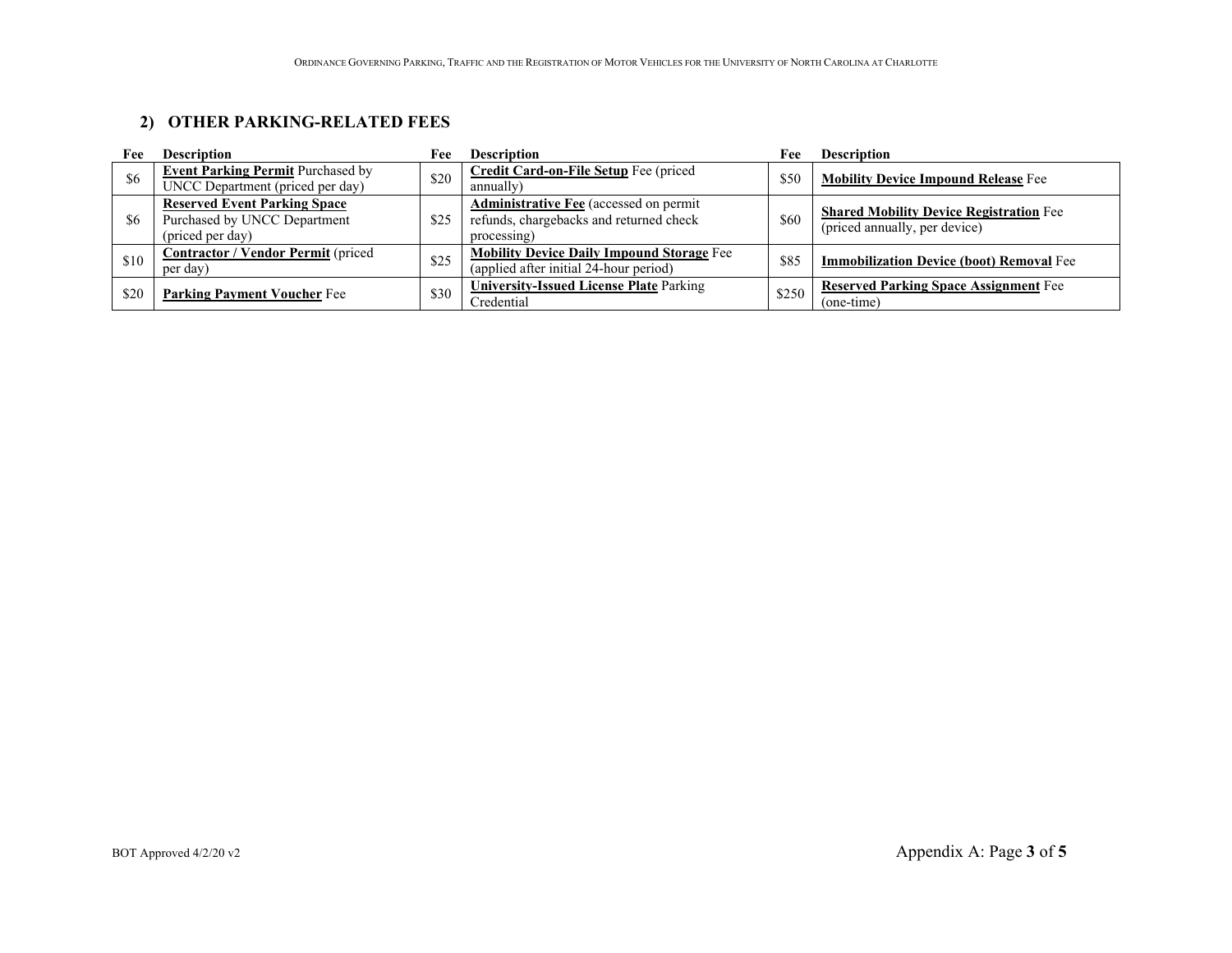## 2) OTHER PARKING-RELATED FEES

| Fee | Description | Fee | Description | Fee | Description |
|---|---|---|---|---|---|
| $6 | **Event Parking Permit** Purchased by UNCC Department (priced per day) | $20 | **Credit Card-on-File Setup** Fee (priced annually) | $50 | **Mobility Device Impound Release** Fee |
| $6 | **Reserved Event Parking Space** Purchased by UNCC Department (priced per day) | $25 | **Administrative Fee** (accessed on permit refunds, chargebacks and returned check processing) | $60 | **Shared Mobility Device Registration** Fee (priced annually, per device) |
| $10 | **Contractor / Vendor Permit** (priced per day) | $25 | **Mobility Device Daily Impound Storage** Fee (applied after initial 24-hour period) | $85 | **Immobilization Device (boot) Removal** Fee |
| $20 | **Parking Payment Voucher** Fee | $30 | **University-Issued License Plate** Parking Credential | $250 | **Reserved Parking Space Assignment** Fee (one-time) |

BOT Approved 4/2/20 v2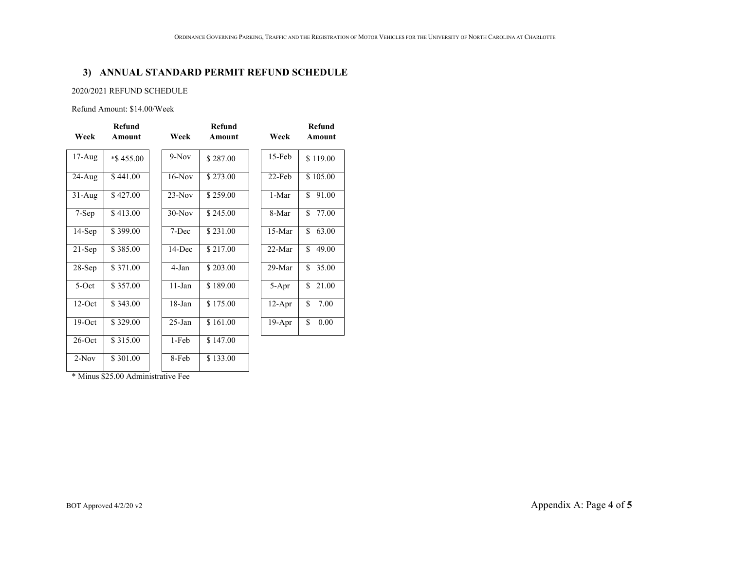## 3) ANNUAL STANDARD PERMIT REFUND SCHEDULE

2020/2021 REFUND SCHEDULE

Refund Amount: $14.00/Week

| Week | Refund Amount | | Week | Refund Amount | | Week | Refund Amount |
|---|---|---|---|---|---|---|---|
| 17-Aug | *$ 455.00 | | 9-Nov | $ 287.00 | | 15-Feb | $ 119.00 |
| 24-Aug | $ 441.00 | | 16-Nov | $ 273.00 | | 22-Feb | $ 105.00 |
| 31-Aug | $ 427.00 | | 23-Nov | $ 259.00 | | 1-Mar | $ 91.00 |
| 7-Sep | $ 413.00 | | 30-Nov | $ 245.00 | | 8-Mar | $ 77.00 |
| 14-Sep | $ 399.00 | | 7-Dec | $ 231.00 | | 15-Mar | $ 63.00 |
| 21-Sep | $ 385.00 | | 14-Dec | $ 217.00 | | 22-Mar | $ 49.00 |
| 28-Sep | $ 371.00 | | 4-Jan | $ 203.00 | | 29-Mar | $ 35.00 |
| 5-Oct | $ 357.00 | | 11-Jan | $ 189.00 | | 5-Apr | $ 21.00 |
| 12-Oct | $ 343.00 | | 18-Jan | $ 175.00 | | 12-Apr | $ 7.00 |
| 19-Oct | $ 329.00 | | 25-Jan | $ 161.00 | | 19-Apr | $ 0.00 |
| 26-Oct | $ 315.00 | | 1-Feb | $ 147.00 | | | |
| 2-Nov | $ 301.00 | | 8-Feb | $ 133.00 | | | |

* Minus $25.00 Administrative Fee

BOT Approved 4/2/20 v2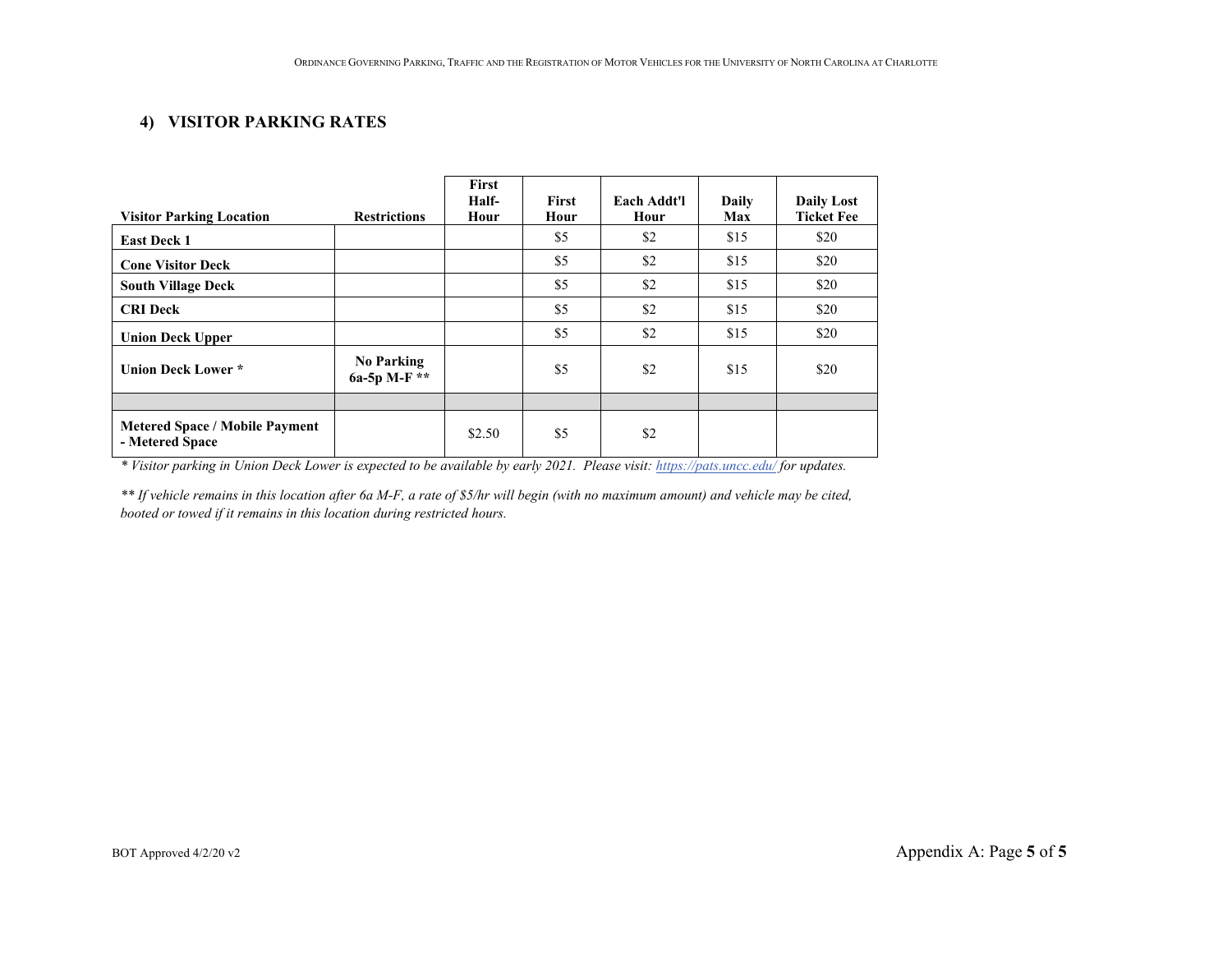## 4) VISITOR PARKING RATES

| Visitor Parking Location | Restrictions | First Half-Hour | First Hour | Each Addt'l Hour | Daily Max | Daily Lost Ticket Fee |
|---|---|---|---|---|---|---|
| **East Deck 1** | | | $5 | $2 | $15 | $20 |
| **Cone Visitor Deck** | | | $5 | $2 | $15 | $20 |
| **South Village Deck** | | | $5 | $2 | $15 | $20 |
| **CRI Deck** | | | $5 | $2 | $15 | $20 |
| **Union Deck Upper** | | | $5 | $2 | $15 | $20 |
| **Union Deck Lower \*** | **No Parking 6a-5p M-F \*\*** | | $5 | $2 | $15 | $20 |
| | | | | | | |
| **Metered Space / Mobile Payment - Metered Space** | | $2.50 | $5 | $2 | | |

*\* Visitor parking in Union Deck Lower is expected to be available by early 2021. Please visit: https://pats.uncc.edu/ for updates.*

*\*\* If vehicle remains in this location after 6a M-F, a rate of $5/hr will begin (with no maximum amount) and vehicle may be cited, booted or towed if it remains in this location during restricted hours.*